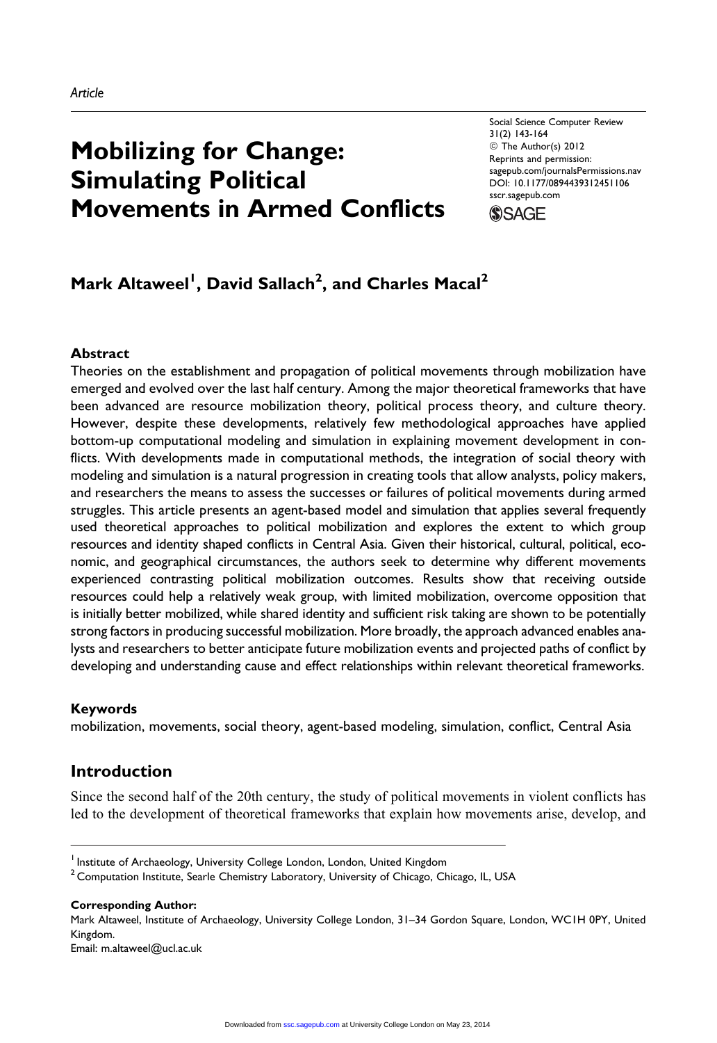*Article*

# Mobilizing for Change: Simulating Political Movements in Armed Conflicts

Social Science Computer Review
31(2) 143-164
© The Author(s) 2012
Reprints and permission:
sagepub.com/journalsPermissions.nav
DOI: 10.1177/0894439312451106
sscr.sagepub.com

**Mark Altaweel[1], David Sallach[2], and Charles Macal[2]**

## Abstract

Theories on the establishment and propagation of political movements through mobilization have emerged and evolved over the last half century. Among the major theoretical frameworks that have been advanced are resource mobilization theory, political process theory, and culture theory. However, despite these developments, relatively few methodological approaches have applied bottom-up computational modeling and simulation in explaining movement development in conflicts. With developments made in computational methods, the integration of social theory with modeling and simulation is a natural progression in creating tools that allow analysts, policy makers, and researchers the means to assess the successes or failures of political movements during armed struggles. This article presents an agent-based model and simulation that applies several frequently used theoretical approaches to political mobilization and explores the extent to which group resources and identity shaped conflicts in Central Asia. Given their historical, cultural, political, economic, and geographical circumstances, the authors seek to determine why different movements experienced contrasting political mobilization outcomes. Results show that receiving outside resources could help a relatively weak group, with limited mobilization, overcome opposition that is initially better mobilized, while shared identity and sufficient risk taking are shown to be potentially strong factors in producing successful mobilization. More broadly, the approach advanced enables analysts and researchers to better anticipate future mobilization events and projected paths of conflict by developing and understanding cause and effect relationships within relevant theoretical frameworks.

### Keywords

mobilization, movements, social theory, agent-based modeling, simulation, conflict, Central Asia

## Introduction

Since the second half of the 20th century, the study of political movements in violent conflicts has led to the development of theoretical frameworks that explain how movements arise, develop, and

---

[1] Institute of Archaeology, University College London, London, United Kingdom
[2] Computation Institute, Searle Chemistry Laboratory, University of Chicago, Chicago, IL, USA

**Corresponding Author:**
Mark Altaweel, Institute of Archaeology, University College London, 31–34 Gordon Square, London, WC1H 0PY, United Kingdom.
Email: m.altaweel@ucl.ac.uk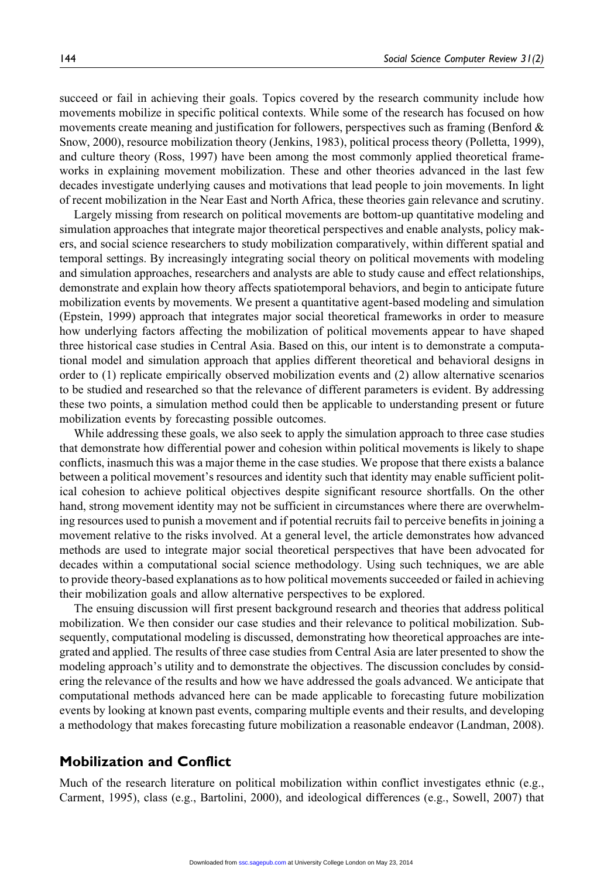succeed or fail in achieving their goals. Topics covered by the research community include how movements mobilize in specific political contexts. While some of the research has focused on how movements create meaning and justification for followers, perspectives such as framing (Benford & Snow, 2000), resource mobilization theory (Jenkins, 1983), political process theory (Polletta, 1999), and culture theory (Ross, 1997) have been among the most commonly applied theoretical frameworks in explaining movement mobilization. These and other theories advanced in the last few decades investigate underlying causes and motivations that lead people to join movements. In light of recent mobilization in the Near East and North Africa, these theories gain relevance and scrutiny.

Largely missing from research on political movements are bottom-up quantitative modeling and simulation approaches that integrate major theoretical perspectives and enable analysts, policy makers, and social science researchers to study mobilization comparatively, within different spatial and temporal settings. By increasingly integrating social theory on political movements with modeling and simulation approaches, researchers and analysts are able to study cause and effect relationships, demonstrate and explain how theory affects spatiotemporal behaviors, and begin to anticipate future mobilization events by movements. We present a quantitative agent-based modeling and simulation (Epstein, 1999) approach that integrates major social theoretical frameworks in order to measure how underlying factors affecting the mobilization of political movements appear to have shaped three historical case studies in Central Asia. Based on this, our intent is to demonstrate a computational model and simulation approach that applies different theoretical and behavioral designs in order to (1) replicate empirically observed mobilization events and (2) allow alternative scenarios to be studied and researched so that the relevance of different parameters is evident. By addressing these two points, a simulation method could then be applicable to understanding present or future mobilization events by forecasting possible outcomes.

While addressing these goals, we also seek to apply the simulation approach to three case studies that demonstrate how differential power and cohesion within political movements is likely to shape conflicts, inasmuch this was a major theme in the case studies. We propose that there exists a balance between a political movement's resources and identity such that identity may enable sufficient political cohesion to achieve political objectives despite significant resource shortfalls. On the other hand, strong movement identity may not be sufficient in circumstances where there are overwhelming resources used to punish a movement and if potential recruits fail to perceive benefits in joining a movement relative to the risks involved. At a general level, the article demonstrates how advanced methods are used to integrate major social theoretical perspectives that have been advocated for decades within a computational social science methodology. Using such techniques, we are able to provide theory-based explanations as to how political movements succeeded or failed in achieving their mobilization goals and allow alternative perspectives to be explored.

The ensuing discussion will first present background research and theories that address political mobilization. We then consider our case studies and their relevance to political mobilization. Subsequently, computational modeling is discussed, demonstrating how theoretical approaches are integrated and applied. The results of three case studies from Central Asia are later presented to show the modeling approach's utility and to demonstrate the objectives. The discussion concludes by considering the relevance of the results and how we have addressed the goals advanced. We anticipate that computational methods advanced here can be made applicable to forecasting future mobilization events by looking at known past events, comparing multiple events and their results, and developing a methodology that makes forecasting future mobilization a reasonable endeavor (Landman, 2008).

## Mobilization and Conflict

Much of the research literature on political mobilization within conflict investigates ethnic (e.g., Carment, 1995), class (e.g., Bartolini, 2000), and ideological differences (e.g., Sowell, 2007) that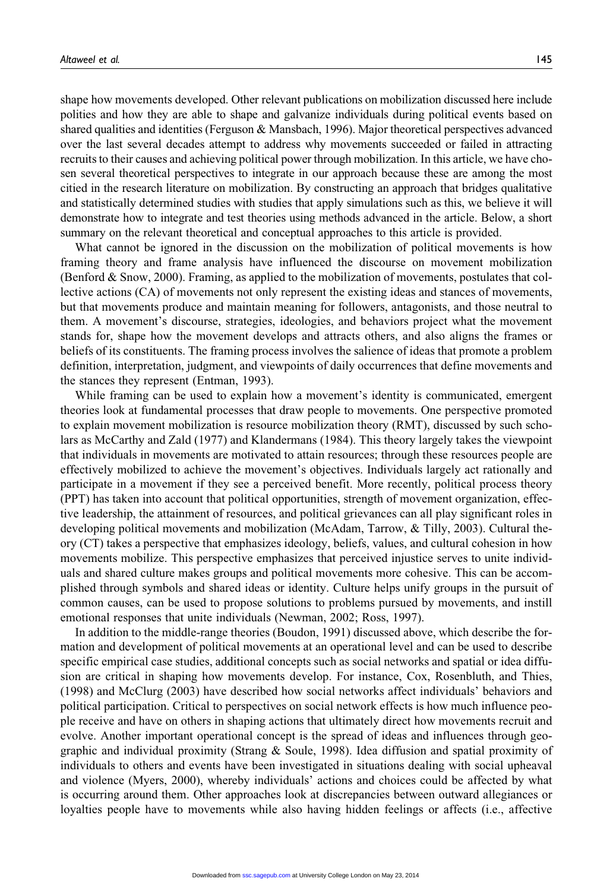shape how movements developed. Other relevant publications on mobilization discussed here include polities and how they are able to shape and galvanize individuals during political events based on shared qualities and identities (Ferguson & Mansbach, 1996). Major theoretical perspectives advanced over the last several decades attempt to address why movements succeeded or failed in attracting recruits to their causes and achieving political power through mobilization. In this article, we have chosen several theoretical perspectives to integrate in our approach because these are among the most citied in the research literature on mobilization. By constructing an approach that bridges qualitative and statistically determined studies with studies that apply simulations such as this, we believe it will demonstrate how to integrate and test theories using methods advanced in the article. Below, a short summary on the relevant theoretical and conceptual approaches to this article is provided.

What cannot be ignored in the discussion on the mobilization of political movements is how framing theory and frame analysis have influenced the discourse on movement mobilization (Benford & Snow, 2000). Framing, as applied to the mobilization of movements, postulates that collective actions (CA) of movements not only represent the existing ideas and stances of movements, but that movements produce and maintain meaning for followers, antagonists, and those neutral to them. A movement's discourse, strategies, ideologies, and behaviors project what the movement stands for, shape how the movement develops and attracts others, and also aligns the frames or beliefs of its constituents. The framing process involves the salience of ideas that promote a problem definition, interpretation, judgment, and viewpoints of daily occurrences that define movements and the stances they represent (Entman, 1993).

While framing can be used to explain how a movement's identity is communicated, emergent theories look at fundamental processes that draw people to movements. One perspective promoted to explain movement mobilization is resource mobilization theory (RMT), discussed by such scholars as McCarthy and Zald (1977) and Klandermans (1984). This theory largely takes the viewpoint that individuals in movements are motivated to attain resources; through these resources people are effectively mobilized to achieve the movement's objectives. Individuals largely act rationally and participate in a movement if they see a perceived benefit. More recently, political process theory (PPT) has taken into account that political opportunities, strength of movement organization, effective leadership, the attainment of resources, and political grievances can all play significant roles in developing political movements and mobilization (McAdam, Tarrow, & Tilly, 2003). Cultural theory (CT) takes a perspective that emphasizes ideology, beliefs, values, and cultural cohesion in how movements mobilize. This perspective emphasizes that perceived injustice serves to unite individuals and shared culture makes groups and political movements more cohesive. This can be accomplished through symbols and shared ideas or identity. Culture helps unify groups in the pursuit of common causes, can be used to propose solutions to problems pursued by movements, and instill emotional responses that unite individuals (Newman, 2002; Ross, 1997).

In addition to the middle-range theories (Boudon, 1991) discussed above, which describe the formation and development of political movements at an operational level and can be used to describe specific empirical case studies, additional concepts such as social networks and spatial or idea diffusion are critical in shaping how movements develop. For instance, Cox, Rosenbluth, and Thies, (1998) and McClurg (2003) have described how social networks affect individuals' behaviors and political participation. Critical to perspectives on social network effects is how much influence people receive and have on others in shaping actions that ultimately direct how movements recruit and evolve. Another important operational concept is the spread of ideas and influences through geographic and individual proximity (Strang & Soule, 1998). Idea diffusion and spatial proximity of individuals to others and events have been investigated in situations dealing with social upheaval and violence (Myers, 2000), whereby individuals' actions and choices could be affected by what is occurring around them. Other approaches look at discrepancies between outward allegiances or loyalties people have to movements while also having hidden feelings or affects (i.e., affective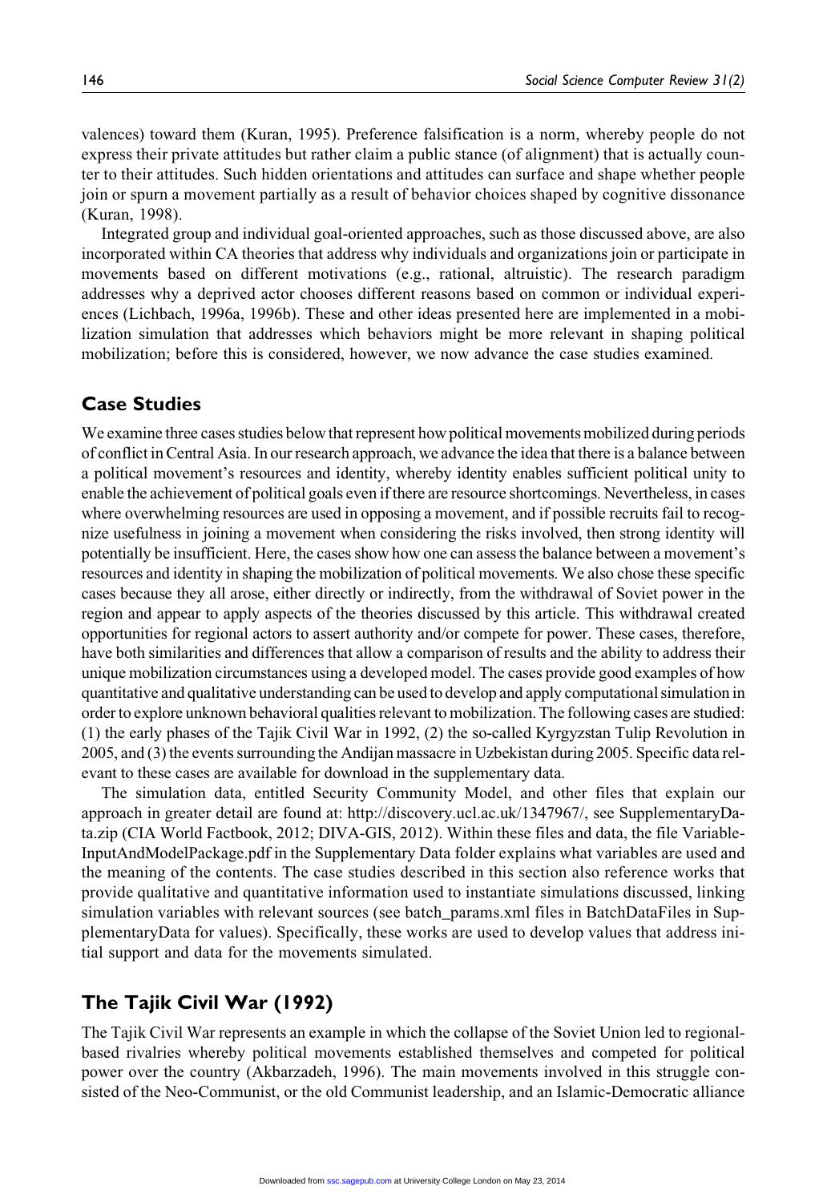valences) toward them (Kuran, 1995). Preference falsification is a norm, whereby people do not express their private attitudes but rather claim a public stance (of alignment) that is actually counter to their attitudes. Such hidden orientations and attitudes can surface and shape whether people join or spurn a movement partially as a result of behavior choices shaped by cognitive dissonance (Kuran, 1998).

Integrated group and individual goal-oriented approaches, such as those discussed above, are also incorporated within CA theories that address why individuals and organizations join or participate in movements based on different motivations (e.g., rational, altruistic). The research paradigm addresses why a deprived actor chooses different reasons based on common or individual experiences (Lichbach, 1996a, 1996b). These and other ideas presented here are implemented in a mobilization simulation that addresses which behaviors might be more relevant in shaping political mobilization; before this is considered, however, we now advance the case studies examined.

## Case Studies

We examine three cases studies below that represent how political movements mobilized during periods of conflict in Central Asia. In our research approach, we advance the idea that there is a balance between a political movement's resources and identity, whereby identity enables sufficient political unity to enable the achievement of political goals even if there are resource shortcomings. Nevertheless, in cases where overwhelming resources are used in opposing a movement, and if possible recruits fail to recognize usefulness in joining a movement when considering the risks involved, then strong identity will potentially be insufficient. Here, the cases show how one can assess the balance between a movement's resources and identity in shaping the mobilization of political movements. We also chose these specific cases because they all arose, either directly or indirectly, from the withdrawal of Soviet power in the region and appear to apply aspects of the theories discussed by this article. This withdrawal created opportunities for regional actors to assert authority and/or compete for power. These cases, therefore, have both similarities and differences that allow a comparison of results and the ability to address their unique mobilization circumstances using a developed model. The cases provide good examples of how quantitative and qualitative understanding can be used to develop and apply computational simulation in order to explore unknown behavioral qualities relevant to mobilization. The following cases are studied: (1) the early phases of the Tajik Civil War in 1992, (2) the so-called Kyrgyzstan Tulip Revolution in 2005, and (3) the events surrounding the Andijan massacre in Uzbekistan during 2005. Specific data relevant to these cases are available for download in the supplementary data.

The simulation data, entitled Security Community Model, and other files that explain our approach in greater detail are found at: http://discovery.ucl.ac.uk/1347967/, see SupplementaryData.zip (CIA World Factbook, 2012; DIVA-GIS, 2012). Within these files and data, the file VariableInputAndModelPackage.pdf in the Supplementary Data folder explains what variables are used and the meaning of the contents. The case studies described in this section also reference works that provide qualitative and quantitative information used to instantiate simulations discussed, linking simulation variables with relevant sources (see batch_params.xml files in BatchDataFiles in SupplementaryData for values). Specifically, these works are used to develop values that address initial support and data for the movements simulated.

## The Tajik Civil War (1992)

The Tajik Civil War represents an example in which the collapse of the Soviet Union led to regional-based rivalries whereby political movements established themselves and competed for political power over the country (Akbarzadeh, 1996). The main movements involved in this struggle consisted of the Neo-Communist, or the old Communist leadership, and an Islamic-Democratic alliance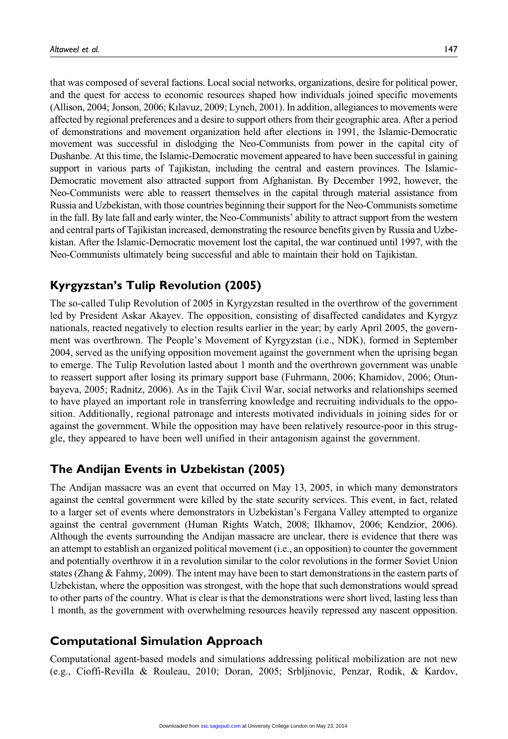that was composed of several factions. Local social networks, organizations, desire for political power, and the quest for access to economic resources shaped how individuals joined specific movements (Allison, 2004; Jonson, 2006; Kılavuz, 2009; Lynch, 2001). In addition, allegiances to movements were affected by regional preferences and a desire to support others from their geographic area. After a period of demonstrations and movement organization held after elections in 1991, the Islamic-Democratic movement was successful in dislodging the Neo-Communists from power in the capital city of Dushanbe. At this time, the Islamic-Democratic movement appeared to have been successful in gaining support in various parts of Tajikistan, including the central and eastern provinces. The Islamic-Democratic movement also attracted support from Afghanistan. By December 1992, however, the Neo-Communists were able to reassert themselves in the capital through material assistance from Russia and Uzbekistan, with those countries beginning their support for the Neo-Communists sometime in the fall. By late fall and early winter, the Neo-Communists' ability to attract support from the western and central parts of Tajikistan increased, demonstrating the resource benefits given by Russia and Uzbekistan. After the Islamic-Democratic movement lost the capital, the war continued until 1997, with the Neo-Communists ultimately being successful and able to maintain their hold on Tajikistan.

## Kyrgyzstan's Tulip Revolution (2005)

The so-called Tulip Revolution of 2005 in Kyrgyzstan resulted in the overthrow of the government led by President Askar Akayev. The opposition, consisting of disaffected candidates and Kyrgyz nationals, reacted negatively to election results earlier in the year; by early April 2005, the government was overthrown. The People's Movement of Kyrgyzstan (i.e., NDK), formed in September 2004, served as the unifying opposition movement against the government when the uprising began to emerge. The Tulip Revolution lasted about 1 month and the overthrown government was unable to reassert support after losing its primary support base (Fuhrmann, 2006; Khamidov, 2006; Otunbayeva, 2005; Radnitz, 2006). As in the Tajik Civil War, social networks and relationships seemed to have played an important role in transferring knowledge and recruiting individuals to the opposition. Additionally, regional patronage and interests motivated individuals in joining sides for or against the government. While the opposition may have been relatively resource-poor in this struggle, they appeared to have been well unified in their antagonism against the government.

## The Andijan Events in Uzbekistan (2005)

The Andijan massacre was an event that occurred on May 13, 2005, in which many demonstrators against the central government were killed by the state security services. This event, in fact, related to a larger set of events where demonstrators in Uzbekistan's Fergana Valley attempted to organize against the central government (Human Rights Watch, 2008; Ilkhamov, 2006; Kendzior, 2006). Although the events surrounding the Andijan massacre are unclear, there is evidence that there was an attempt to establish an organized political movement (i.e., an opposition) to counter the government and potentially overthrow it in a revolution similar to the color revolutions in the former Soviet Union states (Zhang & Fahmy, 2009). The intent may have been to start demonstrations in the eastern parts of Uzbekistan, where the opposition was strongest, with the hope that such demonstrations would spread to other parts of the country. What is clear is that the demonstrations were short lived, lasting less than 1 month, as the government with overwhelming resources heavily repressed any nascent opposition.

## Computational Simulation Approach

Computational agent-based models and simulations addressing political mobilization are not new (e.g., Cioffi-Revilla & Rouleau, 2010; Doran, 2005; Srbljinovic, Penzar, Rodik, & Kardov,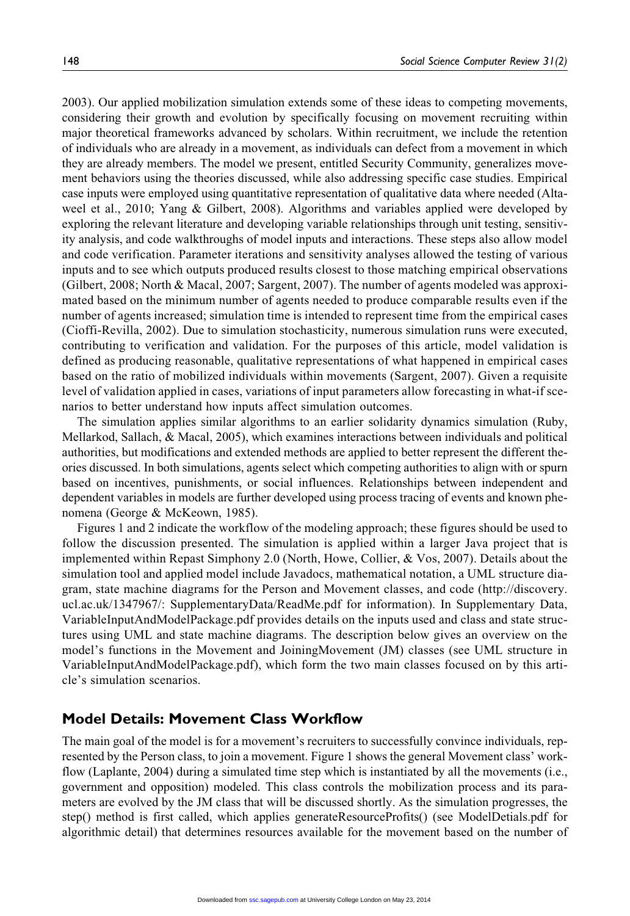2003). Our applied mobilization simulation extends some of these ideas to competing movements, considering their growth and evolution by specifically focusing on movement recruiting within major theoretical frameworks advanced by scholars. Within recruitment, we include the retention of individuals who are already in a movement, as individuals can defect from a movement in which they are already members. The model we present, entitled Security Community, generalizes movement behaviors using the theories discussed, while also addressing specific case studies. Empirical case inputs were employed using quantitative representation of qualitative data where needed (Altaweel et al., 2010; Yang & Gilbert, 2008). Algorithms and variables applied were developed by exploring the relevant literature and developing variable relationships through unit testing, sensitivity analysis, and code walkthroughs of model inputs and interactions. These steps also allow model and code verification. Parameter iterations and sensitivity analyses allowed the testing of various inputs and to see which outputs produced results closest to those matching empirical observations (Gilbert, 2008; North & Macal, 2007; Sargent, 2007). The number of agents modeled was approximated based on the minimum number of agents needed to produce comparable results even if the number of agents increased; simulation time is intended to represent time from the empirical cases (Cioffi-Revilla, 2002). Due to simulation stochasticity, numerous simulation runs were executed, contributing to verification and validation. For the purposes of this article, model validation is defined as producing reasonable, qualitative representations of what happened in empirical cases based on the ratio of mobilized individuals within movements (Sargent, 2007). Given a requisite level of validation applied in cases, variations of input parameters allow forecasting in what-if scenarios to better understand how inputs affect simulation outcomes.

The simulation applies similar algorithms to an earlier solidarity dynamics simulation (Ruby, Mellarkod, Sallach, & Macal, 2005), which examines interactions between individuals and political authorities, but modifications and extended methods are applied to better represent the different theories discussed. In both simulations, agents select which competing authorities to align with or spurn based on incentives, punishments, or social influences. Relationships between independent and dependent variables in models are further developed using process tracing of events and known phenomena (George & McKeown, 1985).

Figures 1 and 2 indicate the workflow of the modeling approach; these figures should be used to follow the discussion presented. The simulation is applied within a larger Java project that is implemented within Repast Simphony 2.0 (North, Howe, Collier, & Vos, 2007). Details about the simulation tool and applied model include Javadocs, mathematical notation, a UML structure diagram, state machine diagrams for the Person and Movement classes, and code (http://discovery.ucl.ac.uk/1347967/: SupplementaryData/ReadMe.pdf for information). In Supplementary Data, VariableInputAndModelPackage.pdf provides details on the inputs used and class and state structures using UML and state machine diagrams. The description below gives an overview on the model's functions in the Movement and JoiningMovement (JM) classes (see UML structure in VariableInputAndModelPackage.pdf), which form the two main classes focused on by this article's simulation scenarios.

## Model Details: Movement Class Workflow

The main goal of the model is for a movement's recruiters to successfully convince individuals, represented by the Person class, to join a movement. Figure 1 shows the general Movement class' workflow (Laplante, 2004) during a simulated time step which is instantiated by all the movements (i.e., government and opposition) modeled. This class controls the mobilization process and its parameters are evolved by the JM class that will be discussed shortly. As the simulation progresses, the step() method is first called, which applies generateResourceProfits() (see ModelDetials.pdf for algorithmic detail) that determines resources available for the movement based on the number of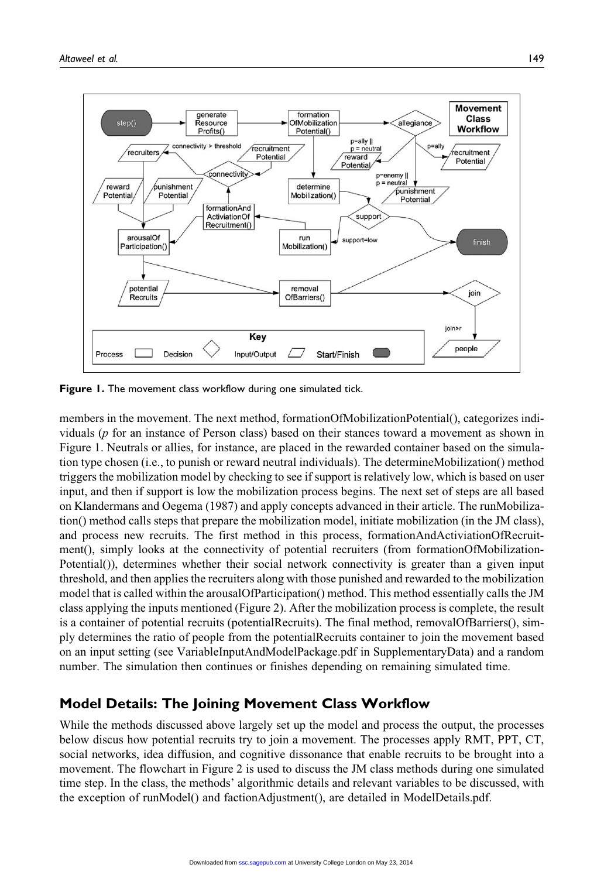Figure 1. The movement class workflow during one simulated tick.

members in the movement. The next method, formationOfMobilizationPotential(), categorizes individuals ($p$ for an instance of Person class) based on their stances toward a movement as shown in Figure 1. Neutrals or allies, for instance, are placed in the rewarded container based on the simulation type chosen (i.e., to punish or reward neutral individuals). The determineMobilization() method triggers the mobilization model by checking to see if support is relatively low, which is based on user input, and then if support is low the mobilization process begins. The next set of steps are all based on Klandermans and Oegema (1987) and apply concepts advanced in their article. The runMobilization() method calls steps that prepare the mobilization model, initiate mobilization (in the JM class), and process new recruits. The first method in this process, formationAndActiviationOfRecruitment(), simply looks at the connectivity of potential recruiters (from formationOfMobilizationPotential()), determines whether their social network connectivity is greater than a given input threshold, and then applies the recruiters along with those punished and rewarded to the mobilization model that is called within the arousalOfParticipation() method. This method essentially calls the JM class applying the inputs mentioned (Figure 2). After the mobilization process is complete, the result is a container of potential recruits (potentialRecruits). The final method, removalOfBarriers(), simply determines the ratio of people from the potentialRecruits container to join the movement based on an input setting (see VariableInputAndModelPackage.pdf in SupplementaryData) and a random number. The simulation then continues or finishes depending on remaining simulated time.

## Model Details: The Joining Movement Class Workflow

While the methods discussed above largely set up the model and process the output, the processes below discus how potential recruits try to join a movement. The processes apply RMT, PPT, CT, social networks, idea diffusion, and cognitive dissonance that enable recruits to be brought into a movement. The flowchart in Figure 2 is used to discuss the JM class methods during one simulated time step. In the class, the methods' algorithmic details and relevant variables to be discussed, with the exception of runModel() and factionAdjustment(), are detailed in ModelDetails.pdf.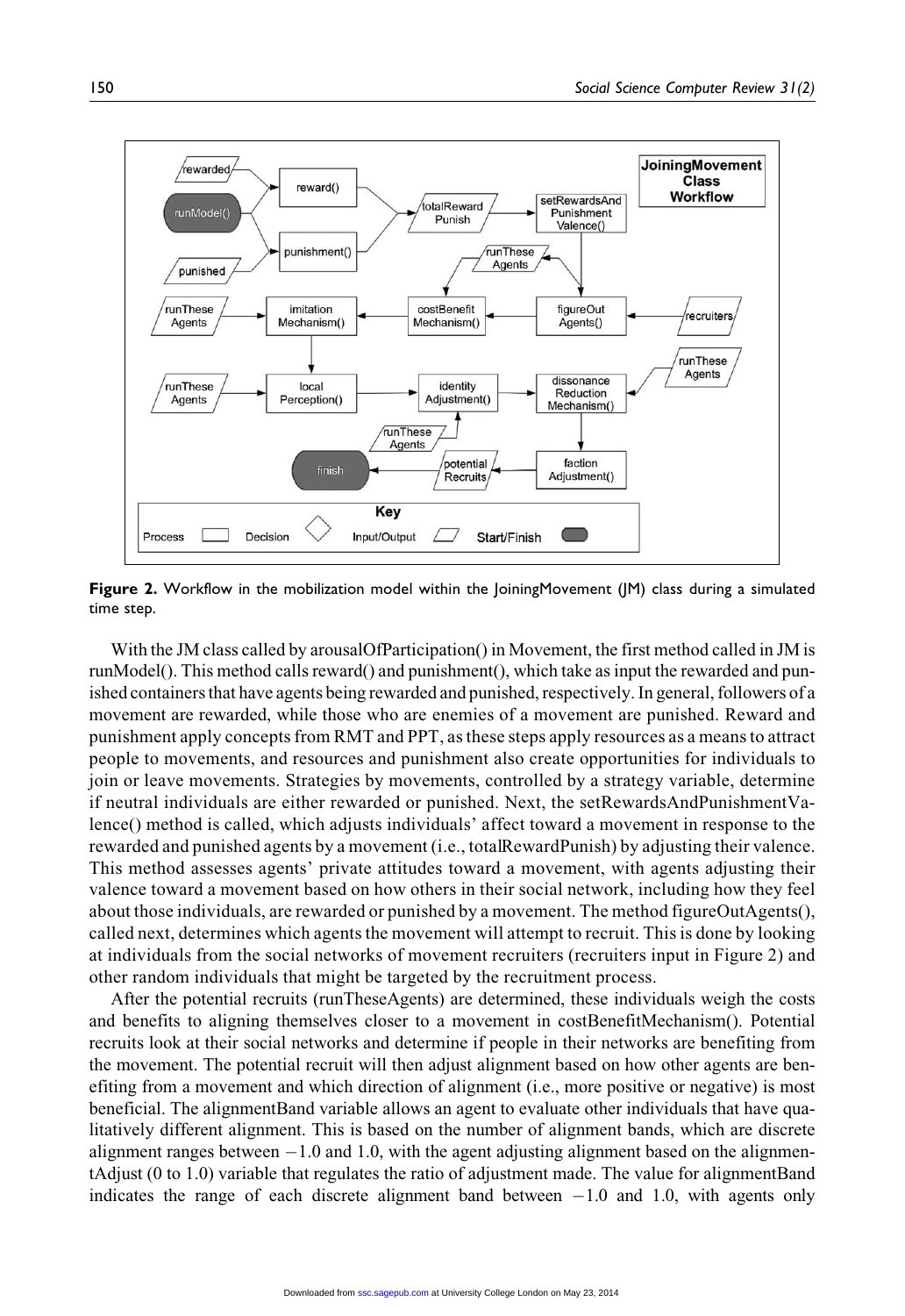**Figure 2.** Workflow in the mobilization model within the JoiningMovement (JM) class during a simulated time step.

With the JM class called by arousalOfParticipation() in Movement, the first method called in JM is runModel(). This method calls reward() and punishment(), which take as input the rewarded and punished containers that have agents being rewarded and punished, respectively. In general, followers of a movement are rewarded, while those who are enemies of a movement are punished. Reward and punishment apply concepts from RMT and PPT, as these steps apply resources as a means to attract people to movements, and resources and punishment also create opportunities for individuals to join or leave movements. Strategies by movements, controlled by a strategy variable, determine if neutral individuals are either rewarded or punished. Next, the setRewardsAndPunishmentValence() method is called, which adjusts individuals' affect toward a movement in response to the rewarded and punished agents by a movement (i.e., totalRewardPunish) by adjusting their valence. This method assesses agents' private attitudes toward a movement, with agents adjusting their valence toward a movement based on how others in their social network, including how they feel about those individuals, are rewarded or punished by a movement. The method figureOutAgents(), called next, determines which agents the movement will attempt to recruit. This is done by looking at individuals from the social networks of movement recruiters (recruiters input in Figure 2) and other random individuals that might be targeted by the recruitment process.

After the potential recruits (runTheseAgents) are determined, these individuals weigh the costs and benefits to aligning themselves closer to a movement in costBenefitMechanism(). Potential recruits look at their social networks and determine if people in their networks are benefiting from the movement. The potential recruit will then adjust alignment based on how other agents are benefiting from a movement and which direction of alignment (i.e., more positive or negative) is most beneficial. The alignmentBand variable allows an agent to evaluate other individuals that have qualitatively different alignment. This is based on the number of alignment bands, which are discrete alignment ranges between −1.0 and 1.0, with the agent adjusting alignment based on the alignmentAdjust (0 to 1.0) variable that regulates the ratio of adjustment made. The value for alignmentBand indicates the range of each discrete alignment band between −1.0 and 1.0, with agents only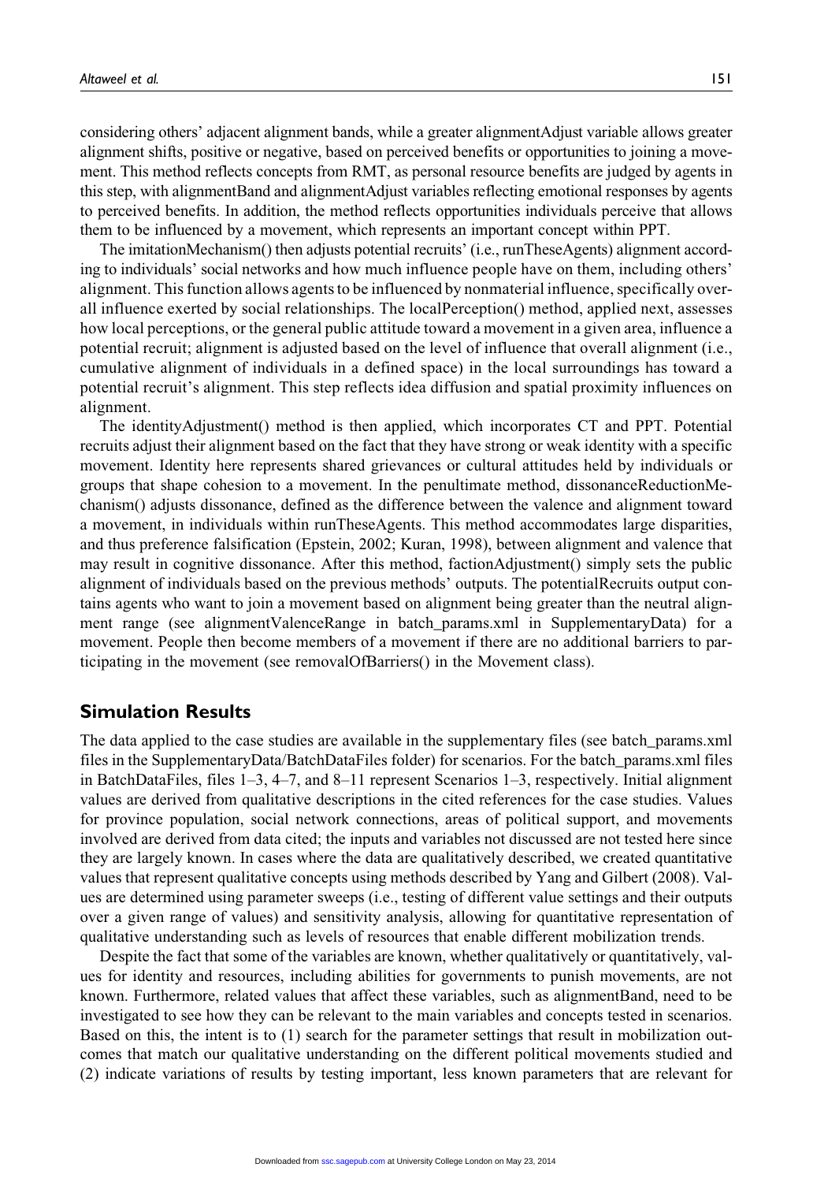considering others' adjacent alignment bands, while a greater alignmentAdjust variable allows greater alignment shifts, positive or negative, based on perceived benefits or opportunities to joining a movement. This method reflects concepts from RMT, as personal resource benefits are judged by agents in this step, with alignmentBand and alignmentAdjust variables reflecting emotional responses by agents to perceived benefits. In addition, the method reflects opportunities individuals perceive that allows them to be influenced by a movement, which represents an important concept within PPT.

The imitationMechanism() then adjusts potential recruits' (i.e., runTheseAgents) alignment according to individuals' social networks and how much influence people have on them, including others' alignment. This function allows agents to be influenced by nonmaterial influence, specifically overall influence exerted by social relationships. The localPerception() method, applied next, assesses how local perceptions, or the general public attitude toward a movement in a given area, influence a potential recruit; alignment is adjusted based on the level of influence that overall alignment (i.e., cumulative alignment of individuals in a defined space) in the local surroundings has toward a potential recruit's alignment. This step reflects idea diffusion and spatial proximity influences on alignment.

The identityAdjustment() method is then applied, which incorporates CT and PPT. Potential recruits adjust their alignment based on the fact that they have strong or weak identity with a specific movement. Identity here represents shared grievances or cultural attitudes held by individuals or groups that shape cohesion to a movement. In the penultimate method, dissonanceReductionMechanism() adjusts dissonance, defined as the difference between the valence and alignment toward a movement, in individuals within runTheseAgents. This method accommodates large disparities, and thus preference falsification (Epstein, 2002; Kuran, 1998), between alignment and valence that may result in cognitive dissonance. After this method, factionAdjustment() simply sets the public alignment of individuals based on the previous methods' outputs. The potentialRecruits output contains agents who want to join a movement based on alignment being greater than the neutral alignment range (see alignmentValenceRange in batch_params.xml in SupplementaryData) for a movement. People then become members of a movement if there are no additional barriers to participating in the movement (see removalOfBarriers() in the Movement class).

## Simulation Results

The data applied to the case studies are available in the supplementary files (see batch_params.xml files in the SupplementaryData/BatchDataFiles folder) for scenarios. For the batch_params.xml files in BatchDataFiles, files 1–3, 4–7, and 8–11 represent Scenarios 1–3, respectively. Initial alignment values are derived from qualitative descriptions in the cited references for the case studies. Values for province population, social network connections, areas of political support, and movements involved are derived from data cited; the inputs and variables not discussed are not tested here since they are largely known. In cases where the data are qualitatively described, we created quantitative values that represent qualitative concepts using methods described by Yang and Gilbert (2008). Values are determined using parameter sweeps (i.e., testing of different value settings and their outputs over a given range of values) and sensitivity analysis, allowing for quantitative representation of qualitative understanding such as levels of resources that enable different mobilization trends.

Despite the fact that some of the variables are known, whether qualitatively or quantitatively, values for identity and resources, including abilities for governments to punish movements, are not known. Furthermore, related values that affect these variables, such as alignmentBand, need to be investigated to see how they can be relevant to the main variables and concepts tested in scenarios. Based on this, the intent is to (1) search for the parameter settings that result in mobilization outcomes that match our qualitative understanding on the different political movements studied and (2) indicate variations of results by testing important, less known parameters that are relevant for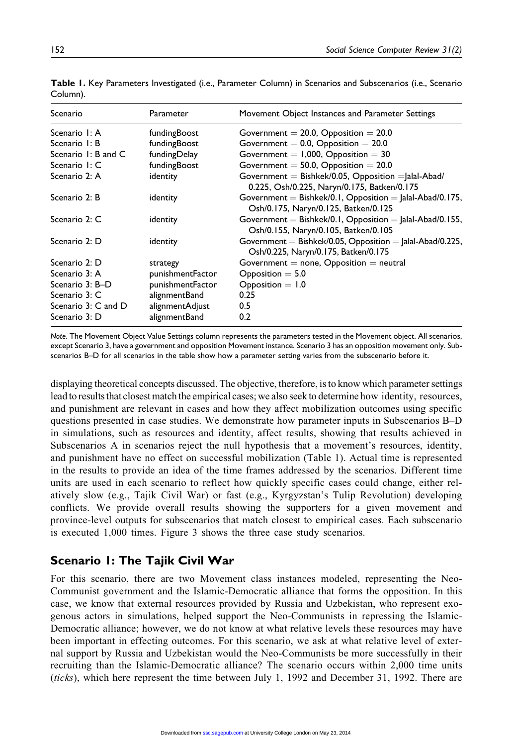**Table 1.** Key Parameters Investigated (i.e., Parameter Column) in Scenarios and Subscenarios (i.e., Scenario Column).

| Scenario | Parameter | Movement Object Instances and Parameter Settings |
|---|---|---|
| Scenario 1: A | fundingBoost | Government = 20.0, Opposition = 20.0 |
| Scenario 1: B | fundingBoost | Government = 0.0, Opposition = 20.0 |
| Scenario 1: B and C | fundingDelay | Government = 1,000, Opposition = 30 |
| Scenario 1: C | fundingBoost | Government = 50.0, Opposition = 20.0 |
| Scenario 2: A | identity | Government = Bishkek/0.05, Opposition = Jalal-Abad/0.225, Osh/0.225, Naryn/0.175, Batken/0.175 |
| Scenario 2: B | identity | Government = Bishkek/0.1, Opposition = Jalal-Abad/0.175, Osh/0.175, Naryn/0.125, Batken/0.125 |
| Scenario 2: C | identity | Government = Bishkek/0.1, Opposition = Jalal-Abad/0.155, Osh/0.155, Naryn/0.105, Batken/0.105 |
| Scenario 2: D | identity | Government = Bishkek/0.05, Opposition = Jalal-Abad/0.225, Osh/0.225, Naryn/0.175, Batken/0.175 |
| Scenario 2: D | strategy | Government = none, Opposition = neutral |
| Scenario 3: A | punishmentFactor | Opposition = 5.0 |
| Scenario 3: B–D | punishmentFactor | Opposition = 1.0 |
| Scenario 3: C | alignmentBand | 0.25 |
| Scenario 3: C and D | alignmentAdjust | 0.5 |
| Scenario 3: D | alignmentBand | 0.2 |

*Note.* The Movement Object Value Settings column represents the parameters tested in the Movement object. All scenarios, except Scenario 3, have a government and opposition Movement instance. Scenario 3 has an opposition movement only. Subscenarios B–D for all scenarios in the table show how a parameter setting varies from the subscenario before it.

displaying theoretical concepts discussed. The objective, therefore, is to know which parameter settings lead to results that closest match the empirical cases; we also seek to determine how identity, resources, and punishment are relevant in cases and how they affect mobilization outcomes using specific questions presented in case studies. We demonstrate how parameter inputs in Subscenarios B–D in simulations, such as resources and identity, affect results, showing that results achieved in Subscenarios A in scenarios reject the null hypothesis that a movement's resources, identity, and punishment have no effect on successful mobilization (Table 1). Actual time is represented in the results to provide an idea of the time frames addressed by the scenarios. Different time units are used in each scenario to reflect how quickly specific cases could change, either relatively slow (e.g., Tajik Civil War) or fast (e.g., Kyrgyzstan's Tulip Revolution) developing conflicts. We provide overall results showing the supporters for a given movement and province-level outputs for subscenarios that match closest to empirical cases. Each subscenario is executed 1,000 times. Figure 3 shows the three case study scenarios.

## Scenario 1: The Tajik Civil War

For this scenario, there are two Movement class instances modeled, representing the Neo-Communist government and the Islamic-Democratic alliance that forms the opposition. In this case, we know that external resources provided by Russia and Uzbekistan, who represent exogenous actors in simulations, helped support the Neo-Communists in repressing the Islamic-Democratic alliance; however, we do not know at what relative levels these resources may have been important in effecting outcomes. For this scenario, we ask at what relative level of external support by Russia and Uzbekistan would the Neo-Communists be more successfully in their recruiting than the Islamic-Democratic alliance? The scenario occurs within 2,000 time units (*ticks*), which here represent the time between July 1, 1992 and December 31, 1992. There are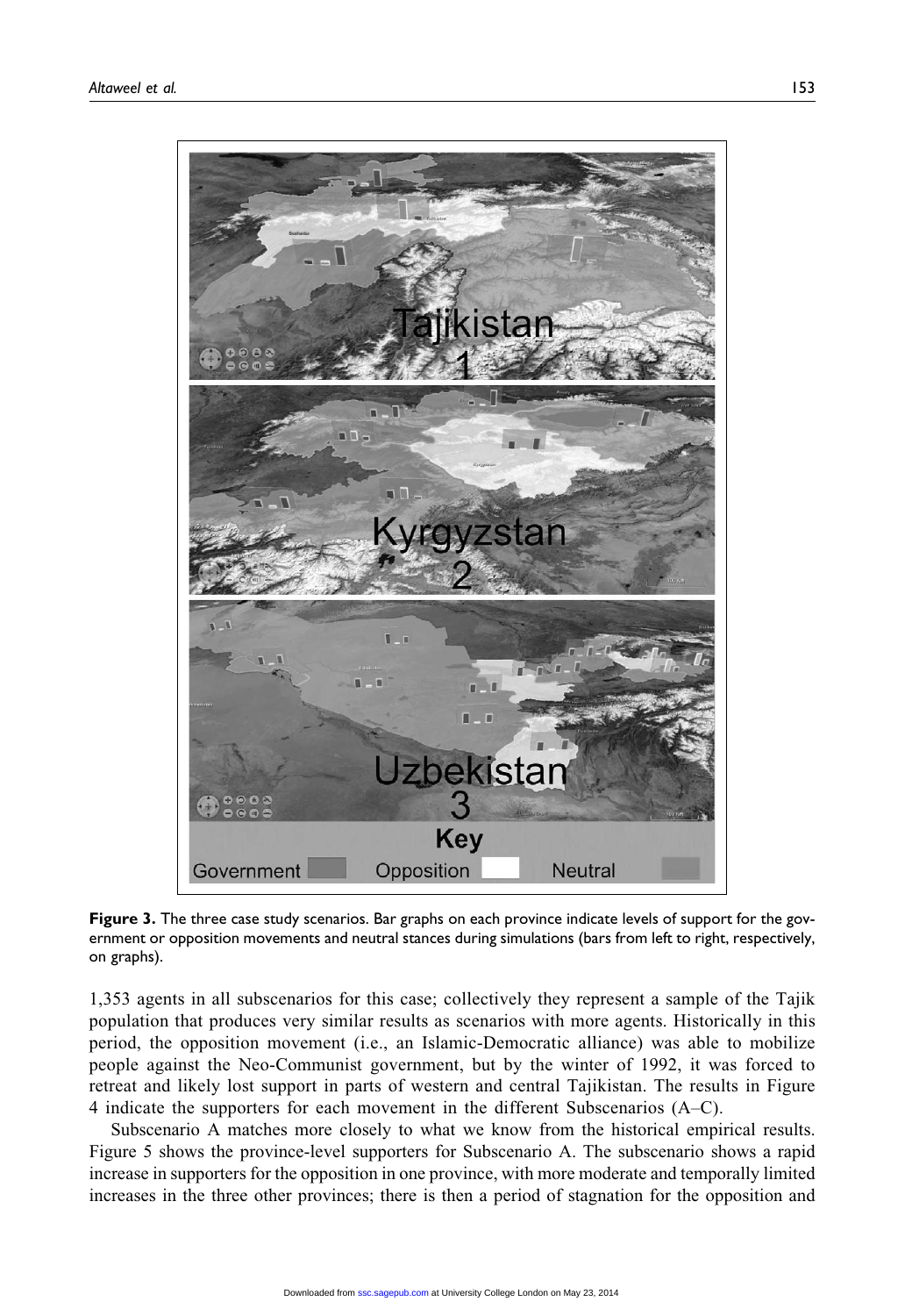**Figure 3.** The three case study scenarios. Bar graphs on each province indicate levels of support for the government or opposition movements and neutral stances during simulations (bars from left to right, respectively, on graphs).

1,353 agents in all subscenarios for this case; collectively they represent a sample of the Tajik population that produces very similar results as scenarios with more agents. Historically in this period, the opposition movement (i.e., an Islamic-Democratic alliance) was able to mobilize people against the Neo-Communist government, but by the winter of 1992, it was forced to retreat and likely lost support in parts of western and central Tajikistan. The results in Figure 4 indicate the supporters for each movement in the different Subscenarios (A–C).

Subscenario A matches more closely to what we know from the historical empirical results. Figure 5 shows the province-level supporters for Subscenario A. The subscenario shows a rapid increase in supporters for the opposition in one province, with more moderate and temporally limited increases in the three other provinces; there is then a period of stagnation for the opposition and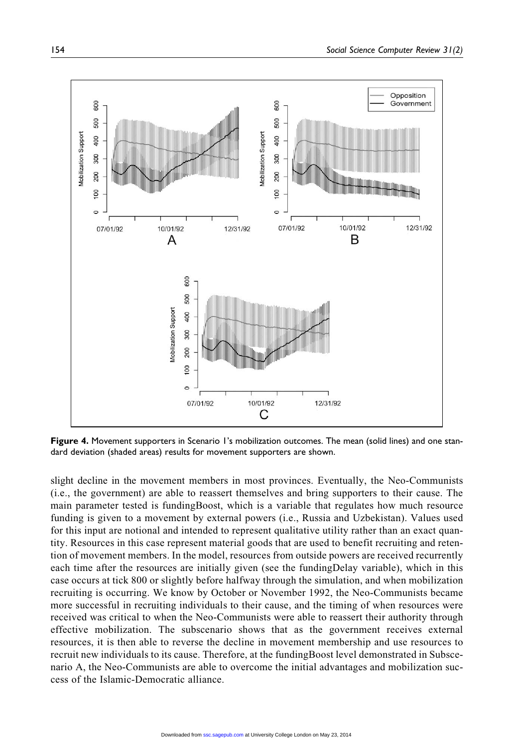**Figure 4.** Movement supporters in Scenario 1's mobilization outcomes. The mean (solid lines) and one standard deviation (shaded areas) results for movement supporters are shown.

slight decline in the movement members in most provinces. Eventually, the Neo-Communists (i.e., the government) are able to reassert themselves and bring supporters to their cause. The main parameter tested is fundingBoost, which is a variable that regulates how much resource funding is given to a movement by external powers (i.e., Russia and Uzbekistan). Values used for this input are notional and intended to represent qualitative utility rather than an exact quantity. Resources in this case represent material goods that are used to benefit recruiting and retention of movement members. In the model, resources from outside powers are received recurrently each time after the resources are initially given (see the fundingDelay variable), which in this case occurs at tick 800 or slightly before halfway through the simulation, and when mobilization recruiting is occurring. We know by October or November 1992, the Neo-Communists became more successful in recruiting individuals to their cause, and the timing of when resources were received was critical to when the Neo-Communists were able to reassert their authority through effective mobilization. The subscenario shows that as the government receives external resources, it is then able to reverse the decline in movement membership and use resources to recruit new individuals to its cause. Therefore, at the fundingBoost level demonstrated in Subscenario A, the Neo-Communists are able to overcome the initial advantages and mobilization success of the Islamic-Democratic alliance.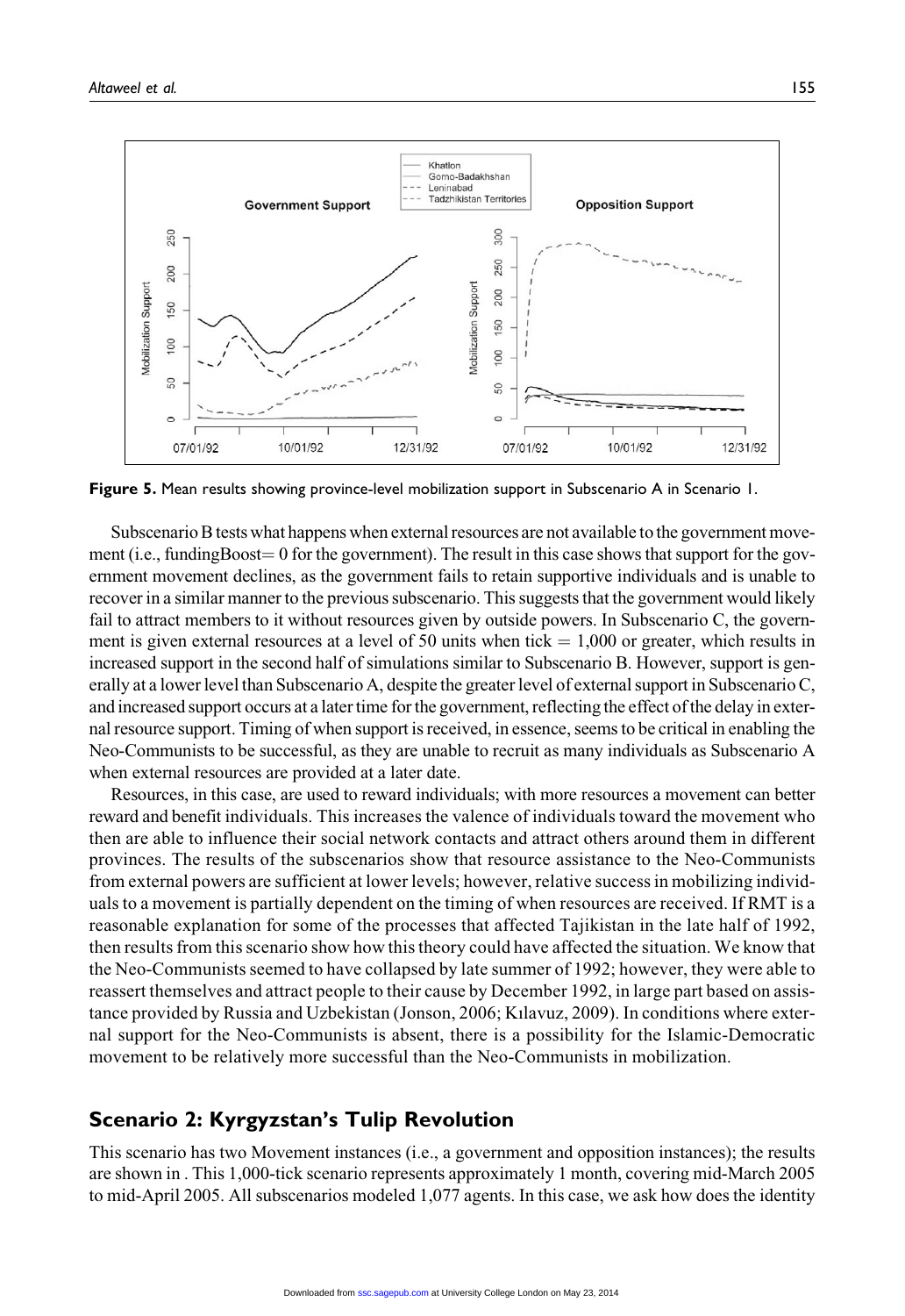**Figure 5.** Mean results showing province-level mobilization support in Subscenario A in Scenario 1.

Subscenario B tests what happens when external resources are not available to the government movement (i.e., fundingBoost= 0 for the government). The result in this case shows that support for the government movement declines, as the government fails to retain supportive individuals and is unable to recover in a similar manner to the previous subscenario. This suggests that the government would likely fail to attract members to it without resources given by outside powers. In Subscenario C, the government is given external resources at a level of 50 units when tick = 1,000 or greater, which results in increased support in the second half of simulations similar to Subscenario B. However, support is generally at a lower level than Subscenario A, despite the greater level of external support in Subscenario C, and increased support occurs at a later time for the government, reflecting the effect of the delay in external resource support. Timing of when support is received, in essence, seems to be critical in enabling the Neo-Communists to be successful, as they are unable to recruit as many individuals as Subscenario A when external resources are provided at a later date.

Resources, in this case, are used to reward individuals; with more resources a movement can better reward and benefit individuals. This increases the valence of individuals toward the movement who then are able to influence their social network contacts and attract others around them in different provinces. The results of the subscenarios show that resource assistance to the Neo-Communists from external powers are sufficient at lower levels; however, relative success in mobilizing individuals to a movement is partially dependent on the timing of when resources are received. If RMT is a reasonable explanation for some of the processes that affected Tajikistan in the late half of 1992, then results from this scenario show how this theory could have affected the situation. We know that the Neo-Communists seemed to have collapsed by late summer of 1992; however, they were able to reassert themselves and attract people to their cause by December 1992, in large part based on assistance provided by Russia and Uzbekistan (Jonson, 2006; Kılavuz, 2009). In conditions where external support for the Neo-Communists is absent, there is a possibility for the Islamic-Democratic movement to be relatively more successful than the Neo-Communists in mobilization.

## Scenario 2: Kyrgyzstan's Tulip Revolution

This scenario has two Movement instances (i.e., a government and opposition instances); the results are shown in . This 1,000-tick scenario represents approximately 1 month, covering mid-March 2005 to mid-April 2005. All subscenarios modeled 1,077 agents. In this case, we ask how does the identity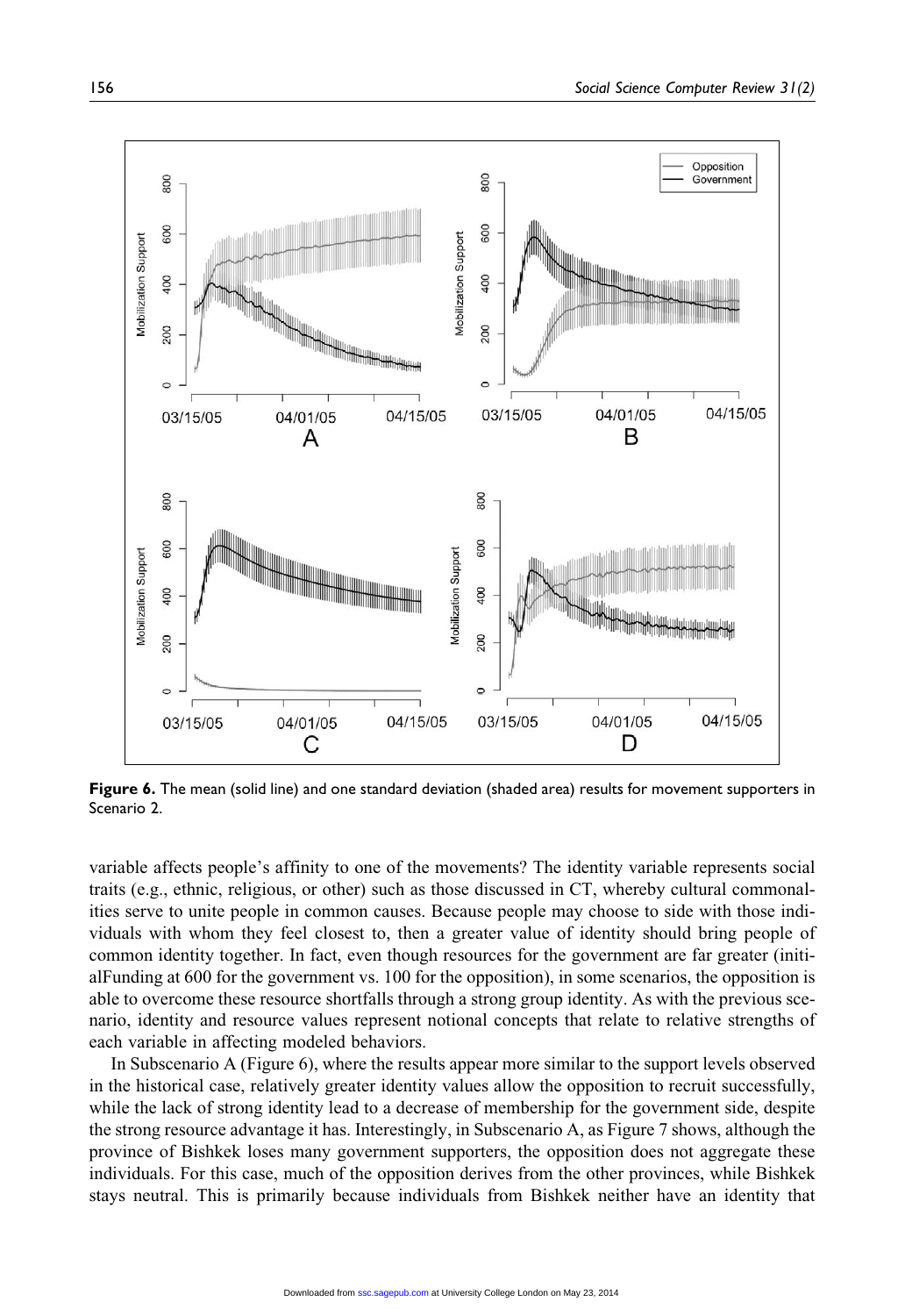**Figure 6.** The mean (solid line) and one standard deviation (shaded area) results for movement supporters in Scenario 2.

variable affects people's affinity to one of the movements? The identity variable represents social traits (e.g., ethnic, religious, or other) such as those discussed in CT, whereby cultural commonalities serve to unite people in common causes. Because people may choose to side with those individuals with whom they feel closest to, then a greater value of identity should bring people of common identity together. In fact, even though resources for the government are far greater (initialFunding at 600 for the government vs. 100 for the opposition), in some scenarios, the opposition is able to overcome these resource shortfalls through a strong group identity. As with the previous scenario, identity and resource values represent notional concepts that relate to relative strengths of each variable in affecting modeled behaviors.

In Subscenario A (Figure 6), where the results appear more similar to the support levels observed in the historical case, relatively greater identity values allow the opposition to recruit successfully, while the lack of strong identity lead to a decrease of membership for the government side, despite the strong resource advantage it has. Interestingly, in Subscenario A, as Figure 7 shows, although the province of Bishkek loses many government supporters, the opposition does not aggregate these individuals. For this case, much of the opposition derives from the other provinces, while Bishkek stays neutral. This is primarily because individuals from Bishkek neither have an identity that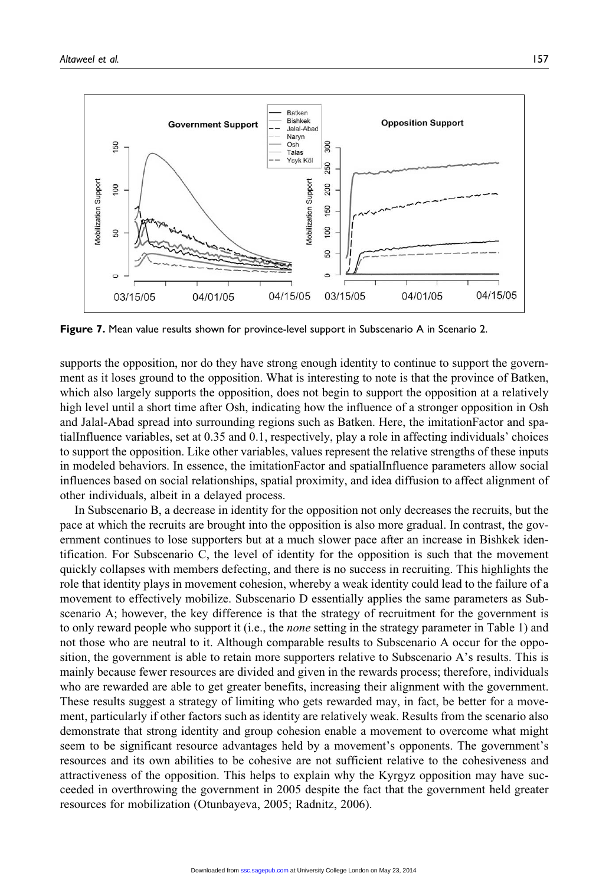Figure 7. Mean value results shown for province-level support in Subscenario A in Scenario 2.

supports the opposition, nor do they have strong enough identity to continue to support the government as it loses ground to the opposition. What is interesting to note is that the province of Batken, which also largely supports the opposition, does not begin to support the opposition at a relatively high level until a short time after Osh, indicating how the influence of a stronger opposition in Osh and Jalal-Abad spread into surrounding regions such as Batken. Here, the imitationFactor and spatialInfluence variables, set at 0.35 and 0.1, respectively, play a role in affecting individuals' choices to support the opposition. Like other variables, values represent the relative strengths of these inputs in modeled behaviors. In essence, the imitationFactor and spatialInfluence parameters allow social influences based on social relationships, spatial proximity, and idea diffusion to affect alignment of other individuals, albeit in a delayed process.

In Subscenario B, a decrease in identity for the opposition not only decreases the recruits, but the pace at which the recruits are brought into the opposition is also more gradual. In contrast, the government continues to lose supporters but at a much slower pace after an increase in Bishkek identification. For Subscenario C, the level of identity for the opposition is such that the movement quickly collapses with members defecting, and there is no success in recruiting. This highlights the role that identity plays in movement cohesion, whereby a weak identity could lead to the failure of a movement to effectively mobilize. Subscenario D essentially applies the same parameters as Subscenario A; however, the key difference is that the strategy of recruitment for the government is to only reward people who support it (i.e., the *none* setting in the strategy parameter in Table 1) and not those who are neutral to it. Although comparable results to Subscenario A occur for the opposition, the government is able to retain more supporters relative to Subscenario A's results. This is mainly because fewer resources are divided and given in the rewards process; therefore, individuals who are rewarded are able to get greater benefits, increasing their alignment with the government. These results suggest a strategy of limiting who gets rewarded may, in fact, be better for a movement, particularly if other factors such as identity are relatively weak. Results from the scenario also demonstrate that strong identity and group cohesion enable a movement to overcome what might seem to be significant resource advantages held by a movement's opponents. The government's resources and its own abilities to be cohesive are not sufficient relative to the cohesiveness and attractiveness of the opposition. This helps to explain why the Kyrgyz opposition may have succeeded in overthrowing the government in 2005 despite the fact that the government held greater resources for mobilization (Otunbayeva, 2005; Radnitz, 2006).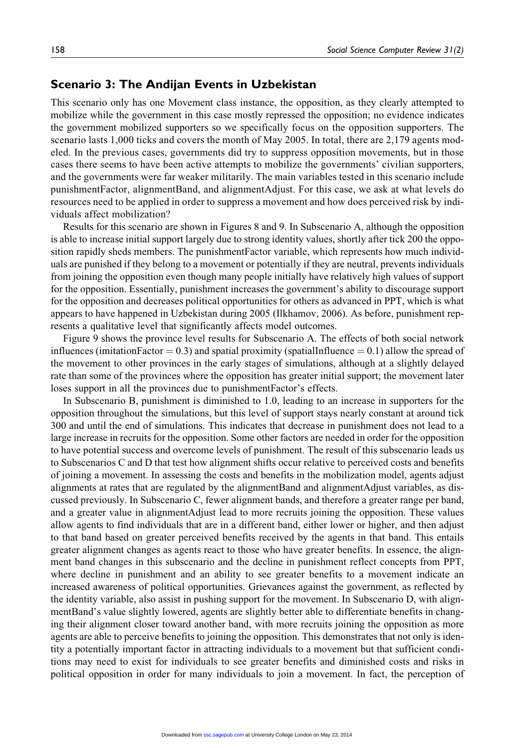## Scenario 3: The Andijan Events in Uzbekistan

This scenario only has one Movement class instance, the opposition, as they clearly attempted to mobilize while the government in this case mostly repressed the opposition; no evidence indicates the government mobilized supporters so we specifically focus on the opposition supporters. The scenario lasts 1,000 ticks and covers the month of May 2005. In total, there are 2,179 agents modeled. In the previous cases, governments did try to suppress opposition movements, but in those cases there seems to have been active attempts to mobilize the governments' civilian supporters, and the governments were far weaker militarily. The main variables tested in this scenario include punishmentFactor, alignmentBand, and alignmentAdjust. For this case, we ask at what levels do resources need to be applied in order to suppress a movement and how does perceived risk by individuals affect mobilization?

Results for this scenario are shown in Figures 8 and 9. In Subscenario A, although the opposition is able to increase initial support largely due to strong identity values, shortly after tick 200 the opposition rapidly sheds members. The punishmentFactor variable, which represents how much individuals are punished if they belong to a movement or potentially if they are neutral, prevents individuals from joining the opposition even though many people initially have relatively high values of support for the opposition. Essentially, punishment increases the government's ability to discourage support for the opposition and decreases political opportunities for others as advanced in PPT, which is what appears to have happened in Uzbekistan during 2005 (Ilkhamov, 2006). As before, punishment represents a qualitative level that significantly affects model outcomes.

Figure 9 shows the province level results for Subscenario A. The effects of both social network influences (imitationFactor = 0.3) and spatial proximity (spatialInfluence = 0.1) allow the spread of the movement to other provinces in the early stages of simulations, although at a slightly delayed rate than some of the provinces where the opposition has greater initial support; the movement later loses support in all the provinces due to punishmentFactor's effects.

In Subscenario B, punishment is diminished to 1.0, leading to an increase in supporters for the opposition throughout the simulations, but this level of support stays nearly constant at around tick 300 and until the end of simulations. This indicates that decrease in punishment does not lead to a large increase in recruits for the opposition. Some other factors are needed in order for the opposition to have potential success and overcome levels of punishment. The result of this subscenario leads us to Subscenarios C and D that test how alignment shifts occur relative to perceived costs and benefits of joining a movement. In assessing the costs and benefits in the mobilization model, agents adjust alignments at rates that are regulated by the alignmentBand and alignmentAdjust variables, as discussed previously. In Subscenario C, fewer alignment bands, and therefore a greater range per band, and a greater value in alignmentAdjust lead to more recruits joining the opposition. These values allow agents to find individuals that are in a different band, either lower or higher, and then adjust to that band based on greater perceived benefits received by the agents in that band. This entails greater alignment changes as agents react to those who have greater benefits. In essence, the alignment band changes in this subscenario and the decline in punishment reflect concepts from PPT, where decline in punishment and an ability to see greater benefits to a movement indicate an increased awareness of political opportunities. Grievances against the government, as reflected by the identity variable, also assist in pushing support for the movement. In Subscenario D, with alignmentBand's value slightly lowered, agents are slightly better able to differentiate benefits in changing their alignment closer toward another band, with more recruits joining the opposition as more agents are able to perceive benefits to joining the opposition. This demonstrates that not only is identity a potentially important factor in attracting individuals to a movement but that sufficient conditions may need to exist for individuals to see greater benefits and diminished costs and risks in political opposition in order for many individuals to join a movement. In fact, the perception of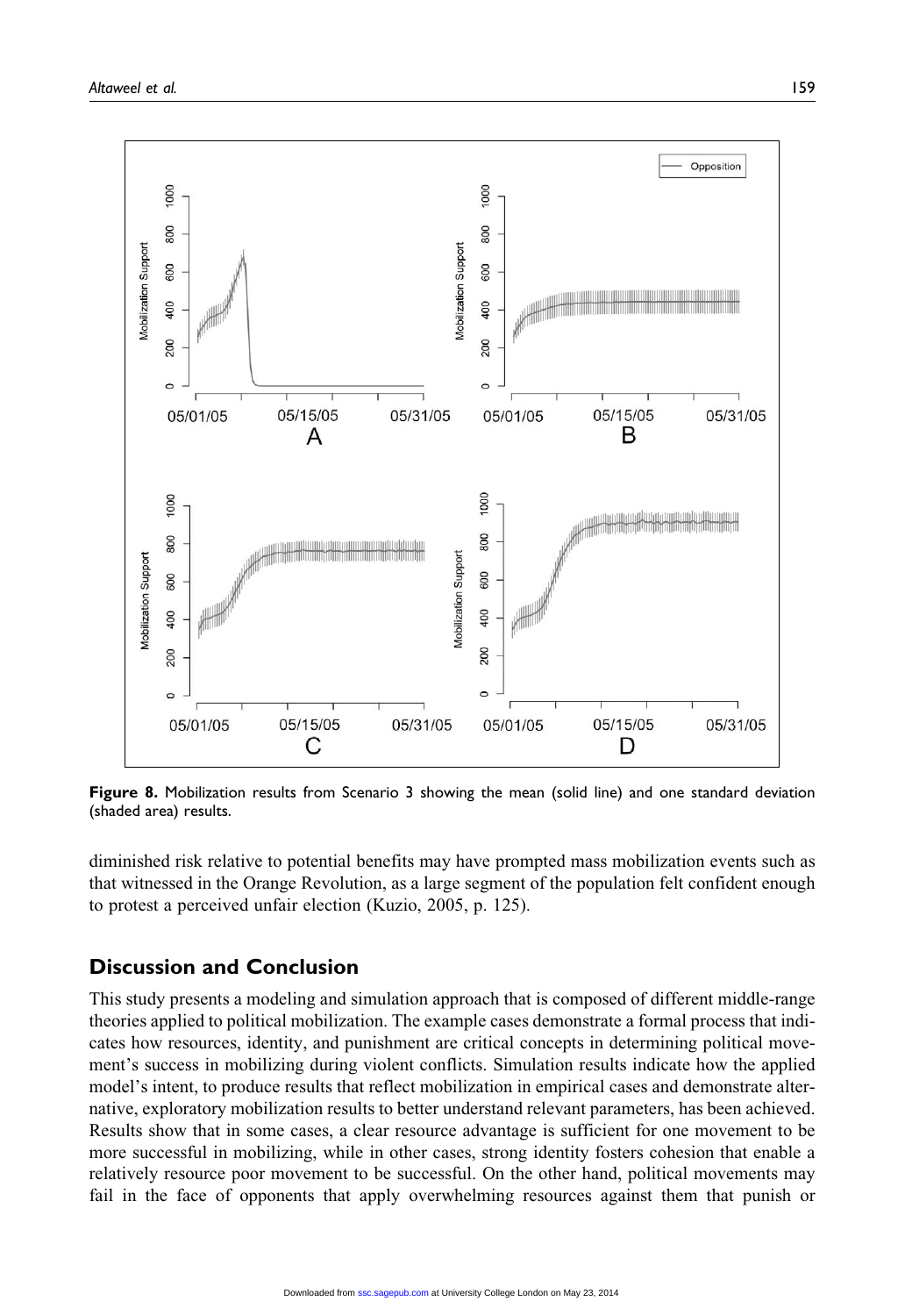**Figure 8.** Mobilization results from Scenario 3 showing the mean (solid line) and one standard deviation (shaded area) results.

diminished risk relative to potential benefits may have prompted mass mobilization events such as that witnessed in the Orange Revolution, as a large segment of the population felt confident enough to protest a perceived unfair election (Kuzio, 2005, p. 125).

## Discussion and Conclusion

This study presents a modeling and simulation approach that is composed of different middle-range theories applied to political mobilization. The example cases demonstrate a formal process that indicates how resources, identity, and punishment are critical concepts in determining political movement's success in mobilizing during violent conflicts. Simulation results indicate how the applied model's intent, to produce results that reflect mobilization in empirical cases and demonstrate alternative, exploratory mobilization results to better understand relevant parameters, has been achieved. Results show that in some cases, a clear resource advantage is sufficient for one movement to be more successful in mobilizing, while in other cases, strong identity fosters cohesion that enable a relatively resource poor movement to be successful. On the other hand, political movements may fail in the face of opponents that apply overwhelming resources against them that punish or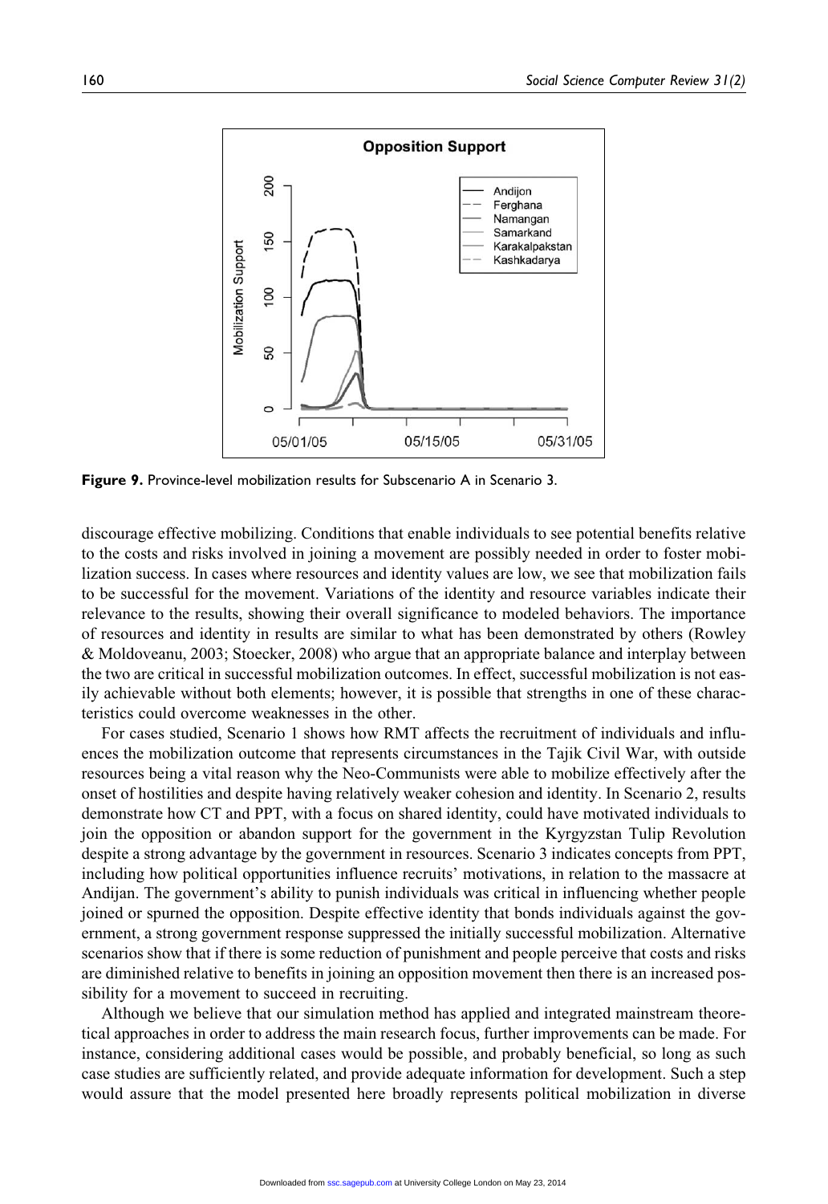Figure 9. Province-level mobilization results for Subscenario A in Scenario 3.

discourage effective mobilizing. Conditions that enable individuals to see potential benefits relative to the costs and risks involved in joining a movement are possibly needed in order to foster mobilization success. In cases where resources and identity values are low, we see that mobilization fails to be successful for the movement. Variations of the identity and resource variables indicate their relevance to the results, showing their overall significance to modeled behaviors. The importance of resources and identity in results are similar to what has been demonstrated by others (Rowley & Moldoveanu, 2003; Stoecker, 2008) who argue that an appropriate balance and interplay between the two are critical in successful mobilization outcomes. In effect, successful mobilization is not easily achievable without both elements; however, it is possible that strengths in one of these characteristics could overcome weaknesses in the other.

For cases studied, Scenario 1 shows how RMT affects the recruitment of individuals and influences the mobilization outcome that represents circumstances in the Tajik Civil War, with outside resources being a vital reason why the Neo-Communists were able to mobilize effectively after the onset of hostilities and despite having relatively weaker cohesion and identity. In Scenario 2, results demonstrate how CT and PPT, with a focus on shared identity, could have motivated individuals to join the opposition or abandon support for the government in the Kyrgyzstan Tulip Revolution despite a strong advantage by the government in resources. Scenario 3 indicates concepts from PPT, including how political opportunities influence recruits' motivations, in relation to the massacre at Andijan. The government's ability to punish individuals was critical in influencing whether people joined or spurned the opposition. Despite effective identity that bonds individuals against the government, a strong government response suppressed the initially successful mobilization. Alternative scenarios show that if there is some reduction of punishment and people perceive that costs and risks are diminished relative to benefits in joining an opposition movement then there is an increased possibility for a movement to succeed in recruiting.

Although we believe that our simulation method has applied and integrated mainstream theoretical approaches in order to address the main research focus, further improvements can be made. For instance, considering additional cases would be possible, and probably beneficial, so long as such case studies are sufficiently related, and provide adequate information for development. Such a step would assure that the model presented here broadly represents political mobilization in diverse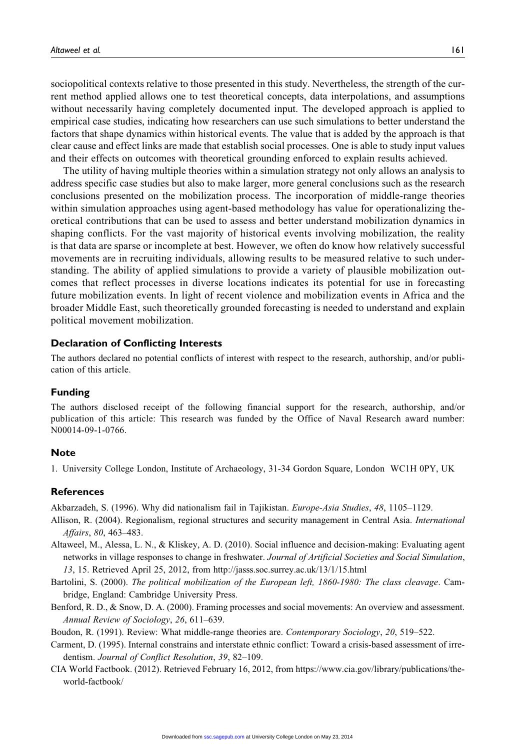sociopolitical contexts relative to those presented in this study. Nevertheless, the strength of the current method applied allows one to test theoretical concepts, data interpolations, and assumptions without necessarily having completely documented input. The developed approach is applied to empirical case studies, indicating how researchers can use such simulations to better understand the factors that shape dynamics within historical events. The value that is added by the approach is that clear cause and effect links are made that establish social processes. One is able to study input values and their effects on outcomes with theoretical grounding enforced to explain results achieved.

The utility of having multiple theories within a simulation strategy not only allows an analysis to address specific case studies but also to make larger, more general conclusions such as the research conclusions presented on the mobilization process. The incorporation of middle-range theories within simulation approaches using agent-based methodology has value for operationalizing theoretical contributions that can be used to assess and better understand mobilization dynamics in shaping conflicts. For the vast majority of historical events involving mobilization, the reality is that data are sparse or incomplete at best. However, we often do know how relatively successful movements are in recruiting individuals, allowing results to be measured relative to such understanding. The ability of applied simulations to provide a variety of plausible mobilization outcomes that reflect processes in diverse locations indicates its potential for use in forecasting future mobilization events. In light of recent violence and mobilization events in Africa and the broader Middle East, such theoretically grounded forecasting is needed to understand and explain political movement mobilization.

### Declaration of Conflicting Interests

The authors declared no potential conflicts of interest with respect to the research, authorship, and/or publication of this article.

### Funding

The authors disclosed receipt of the following financial support for the research, authorship, and/or publication of this article: This research was funded by the Office of Naval Research award number: N00014-09-1-0766.

### Note

1. University College London, Institute of Archaeology, 31-34 Gordon Square, London WC1H 0PY, UK

### References

Akbarzadeh, S. (1996). Why did nationalism fail in Tajikistan. *Europe-Asia Studies*, *48*, 1105–1129.

Allison, R. (2004). Regionalism, regional structures and security management in Central Asia. *International Affairs*, *80*, 463–483.

Altaweel, M., Alessa, L. N., & Kliskey, A. D. (2010). Social influence and decision-making: Evaluating agent networks in village responses to change in freshwater. *Journal of Artificial Societies and Social Simulation*, *13*, 15. Retrieved April 25, 2012, from http://jasss.soc.surrey.ac.uk/13/1/15.html

Bartolini, S. (2000). *The political mobilization of the European left, 1860-1980: The class cleavage*. Cambridge, England: Cambridge University Press.

Benford, R. D., & Snow, D. A. (2000). Framing processes and social movements: An overview and assessment. *Annual Review of Sociology*, *26*, 611–639.

Boudon, R. (1991). Review: What middle-range theories are. *Contemporary Sociology*, *20*, 519–522.

Carment, D. (1995). Internal constrains and interstate ethnic conflict: Toward a crisis-based assessment of irredentism. *Journal of Conflict Resolution*, *39*, 82–109.

CIA World Factbook. (2012). Retrieved February 16, 2012, from https://www.cia.gov/library/publications/the-world-factbook/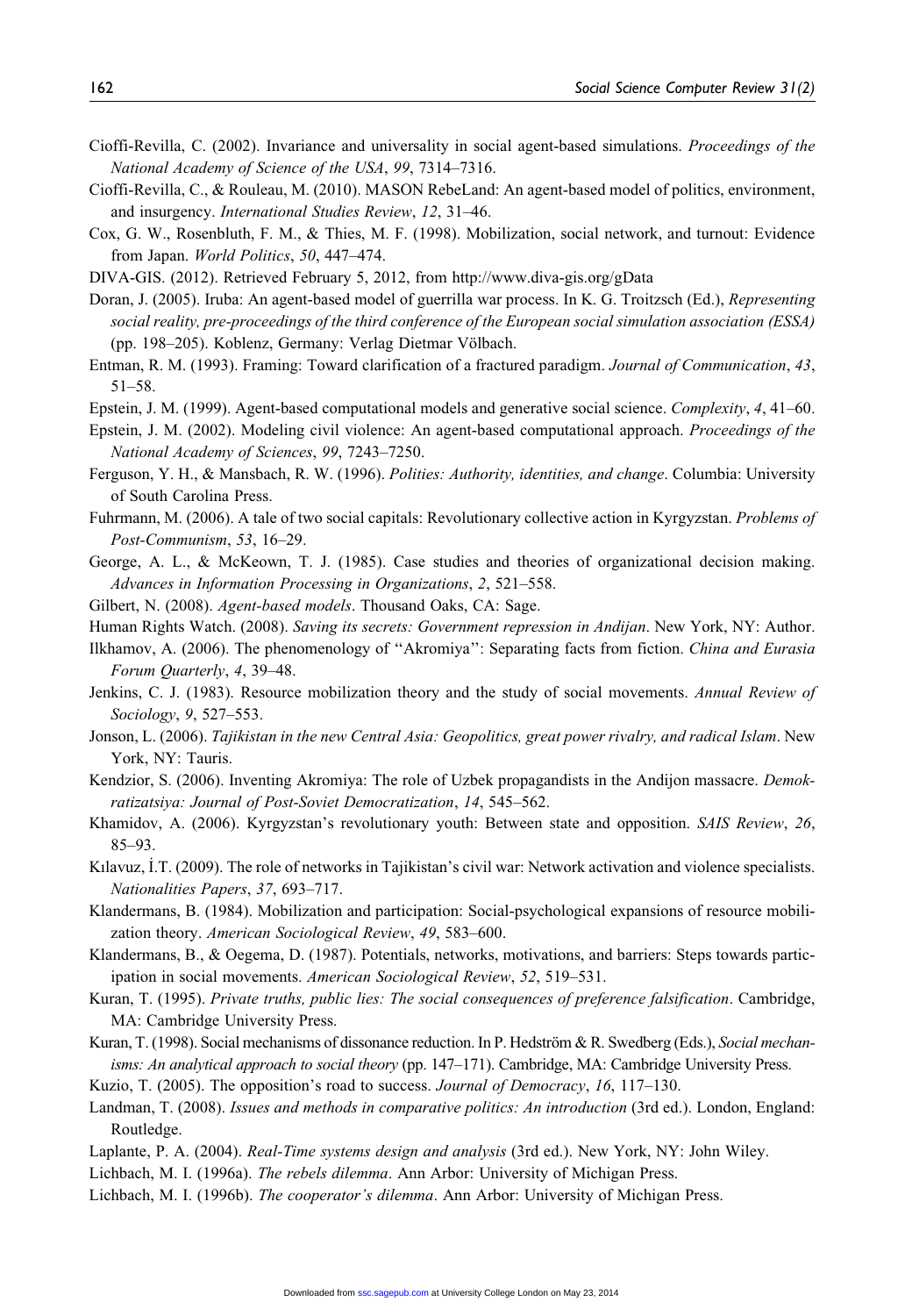Cioffi-Revilla, C. (2002). Invariance and universality in social agent-based simulations. *Proceedings of the National Academy of Science of the USA*, *99*, 7314–7316.

Cioffi-Revilla, C., & Rouleau, M. (2010). MASON RebeLand: An agent-based model of politics, environment, and insurgency. *International Studies Review*, *12*, 31–46.

Cox, G. W., Rosenbluth, F. M., & Thies, M. F. (1998). Mobilization, social network, and turnout: Evidence from Japan. *World Politics*, *50*, 447–474.

DIVA-GIS. (2012). Retrieved February 5, 2012, from http://www.diva-gis.org/gData

Doran, J. (2005). Iruba: An agent-based model of guerrilla war process. In K. G. Troitzsch (Ed.), *Representing social reality, pre-proceedings of the third conference of the European social simulation association (ESSA)* (pp. 198–205). Koblenz, Germany: Verlag Dietmar Völbach.

Entman, R. M. (1993). Framing: Toward clarification of a fractured paradigm. *Journal of Communication*, *43*, 51–58.

Epstein, J. M. (1999). Agent-based computational models and generative social science. *Complexity*, *4*, 41–60.

Epstein, J. M. (2002). Modeling civil violence: An agent-based computational approach. *Proceedings of the National Academy of Sciences*, *99*, 7243–7250.

Ferguson, Y. H., & Mansbach, R. W. (1996). *Polities: Authority, identities, and change*. Columbia: University of South Carolina Press.

Fuhrmann, M. (2006). A tale of two social capitals: Revolutionary collective action in Kyrgyzstan. *Problems of Post-Communism*, *53*, 16–29.

George, A. L., & McKeown, T. J. (1985). Case studies and theories of organizational decision making. *Advances in Information Processing in Organizations*, *2*, 521–558.

Gilbert, N. (2008). *Agent-based models*. Thousand Oaks, CA: Sage.

Human Rights Watch. (2008). *Saving its secrets: Government repression in Andijan*. New York, NY: Author.

Ilkhamov, A. (2006). The phenomenology of "Akromiya": Separating facts from fiction. *China and Eurasia Forum Quarterly*, *4*, 39–48.

Jenkins, C. J. (1983). Resource mobilization theory and the study of social movements. *Annual Review of Sociology*, *9*, 527–553.

Jonson, L. (2006). *Tajikistan in the new Central Asia: Geopolitics, great power rivalry, and radical Islam*. New York, NY: Tauris.

Kendzior, S. (2006). Inventing Akromiya: The role of Uzbek propagandists in the Andijon massacre. *Demokratizatsiya: Journal of Post-Soviet Democratization*, *14*, 545–562.

Khamidov, A. (2006). Kyrgyzstan's revolutionary youth: Between state and opposition. *SAIS Review*, *26*, 85–93.

Kılavuz, İ.T. (2009). The role of networks in Tajikistan's civil war: Network activation and violence specialists. *Nationalities Papers*, *37*, 693–717.

Klandermans, B. (1984). Mobilization and participation: Social-psychological expansions of resource mobilization theory. *American Sociological Review*, *49*, 583–600.

Klandermans, B., & Oegema, D. (1987). Potentials, networks, motivations, and barriers: Steps towards participation in social movements. *American Sociological Review*, *52*, 519–531.

Kuran, T. (1995). *Private truths, public lies: The social consequences of preference falsification*. Cambridge, MA: Cambridge University Press.

Kuran, T. (1998). Social mechanisms of dissonance reduction. In P. Hedström & R. Swedberg (Eds.), *Social mechanisms: An analytical approach to social theory* (pp. 147–171). Cambridge, MA: Cambridge University Press.

Kuzio, T. (2005). The opposition's road to success. *Journal of Democracy*, *16*, 117–130.

Landman, T. (2008). *Issues and methods in comparative politics: An introduction* (3rd ed.). London, England: Routledge.

Laplante, P. A. (2004). *Real-Time systems design and analysis* (3rd ed.). New York, NY: John Wiley.

Lichbach, M. I. (1996a). *The rebels dilemma*. Ann Arbor: University of Michigan Press.

Lichbach, M. I. (1996b). *The cooperator's dilemma*. Ann Arbor: University of Michigan Press.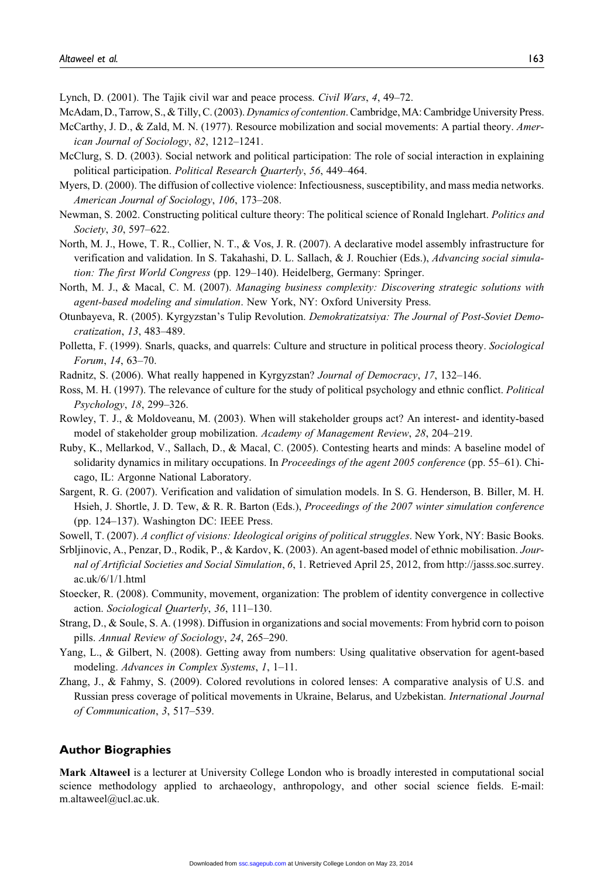Lynch, D. (2001). The Tajik civil war and peace process. *Civil Wars*, *4*, 49–72.

McAdam, D., Tarrow, S., & Tilly, C. (2003). *Dynamics of contention*. Cambridge, MA: Cambridge University Press.

McCarthy, J. D., & Zald, M. N. (1977). Resource mobilization and social movements: A partial theory. *American Journal of Sociology*, *82*, 1212–1241.

McClurg, S. D. (2003). Social network and political participation: The role of social interaction in explaining political participation. *Political Research Quarterly*, *56*, 449–464.

Myers, D. (2000). The diffusion of collective violence: Infectiousness, susceptibility, and mass media networks. *American Journal of Sociology*, *106*, 173–208.

Newman, S. 2002. Constructing political culture theory: The political science of Ronald Inglehart. *Politics and Society*, *30*, 597–622.

North, M. J., Howe, T. R., Collier, N. T., & Vos, J. R. (2007). A declarative model assembly infrastructure for verification and validation. In S. Takahashi, D. L. Sallach, & J. Rouchier (Eds.), *Advancing social simulation: The first World Congress* (pp. 129–140). Heidelberg, Germany: Springer.

North, M. J., & Macal, C. M. (2007). *Managing business complexity: Discovering strategic solutions with agent-based modeling and simulation*. New York, NY: Oxford University Press.

Otunbayeva, R. (2005). Kyrgyzstan's Tulip Revolution. *Demokratizatsiya: The Journal of Post-Soviet Democratization*, *13*, 483–489.

Polletta, F. (1999). Snarls, quacks, and quarrels: Culture and structure in political process theory. *Sociological Forum*, *14*, 63–70.

Radnitz, S. (2006). What really happened in Kyrgyzstan? *Journal of Democracy*, *17*, 132–146.

Ross, M. H. (1997). The relevance of culture for the study of political psychology and ethnic conflict. *Political Psychology*, *18*, 299–326.

Rowley, T. J., & Moldoveanu, M. (2003). When will stakeholder groups act? An interest- and identity-based model of stakeholder group mobilization. *Academy of Management Review*, *28*, 204–219.

Ruby, K., Mellarkod, V., Sallach, D., & Macal, C. (2005). Contesting hearts and minds: A baseline model of solidarity dynamics in military occupations. In *Proceedings of the agent 2005 conference* (pp. 55–61). Chicago, IL: Argonne National Laboratory.

Sargent, R. G. (2007). Verification and validation of simulation models. In S. G. Henderson, B. Biller, M. H. Hsieh, J. Shortle, J. D. Tew, & R. R. Barton (Eds.), *Proceedings of the 2007 winter simulation conference* (pp. 124–137). Washington DC: IEEE Press.

Sowell, T. (2007). *A conflict of visions: Ideological origins of political struggles*. New York, NY: Basic Books.

Srbljinovic, A., Penzar, D., Rodik, P., & Kardov, K. (2003). An agent-based model of ethnic mobilisation. *Journal of Artificial Societies and Social Simulation*, *6*, 1. Retrieved April 25, 2012, from http://jasss.soc.surrey.ac.uk/6/1/1.html

Stoecker, R. (2008). Community, movement, organization: The problem of identity convergence in collective action. *Sociological Quarterly*, *36*, 111–130.

Strang, D., & Soule, S. A. (1998). Diffusion in organizations and social movements: From hybrid corn to poison pills. *Annual Review of Sociology*, *24*, 265–290.

Yang, L., & Gilbert, N. (2008). Getting away from numbers: Using qualitative observation for agent-based modeling. *Advances in Complex Systems*, *1*, 1–11.

Zhang, J., & Fahmy, S. (2009). Colored revolutions in colored lenses: A comparative analysis of U.S. and Russian press coverage of political movements in Ukraine, Belarus, and Uzbekistan. *International Journal of Communication*, *3*, 517–539.

## Author Biographies

**Mark Altaweel** is a lecturer at University College London who is broadly interested in computational social science methodology applied to archaeology, anthropology, and other social science fields. E-mail: m.altaweel@ucl.ac.uk.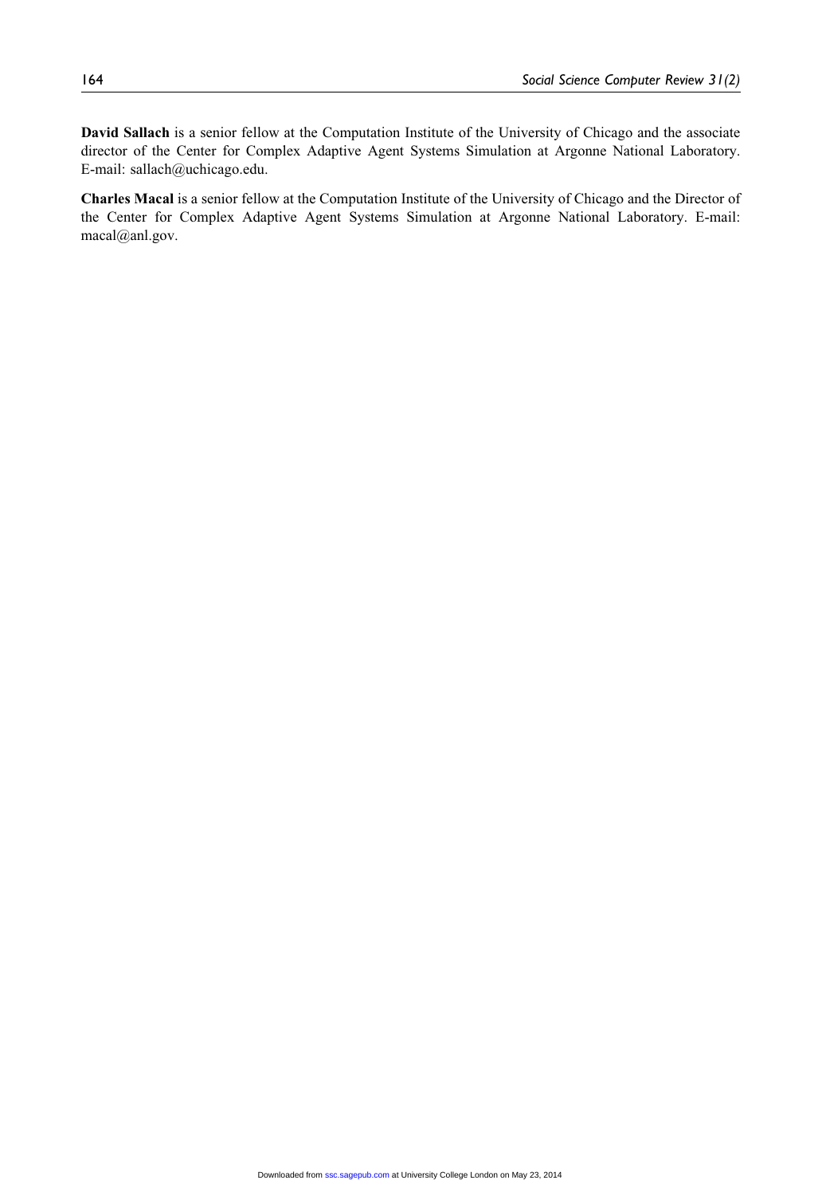**David Sallach** is a senior fellow at the Computation Institute of the University of Chicago and the associate director of the Center for Complex Adaptive Agent Systems Simulation at Argonne National Laboratory. E-mail: sallach@uchicago.edu.

**Charles Macal** is a senior fellow at the Computation Institute of the University of Chicago and the Director of the Center for Complex Adaptive Agent Systems Simulation at Argonne National Laboratory. E-mail: macal@anl.gov.